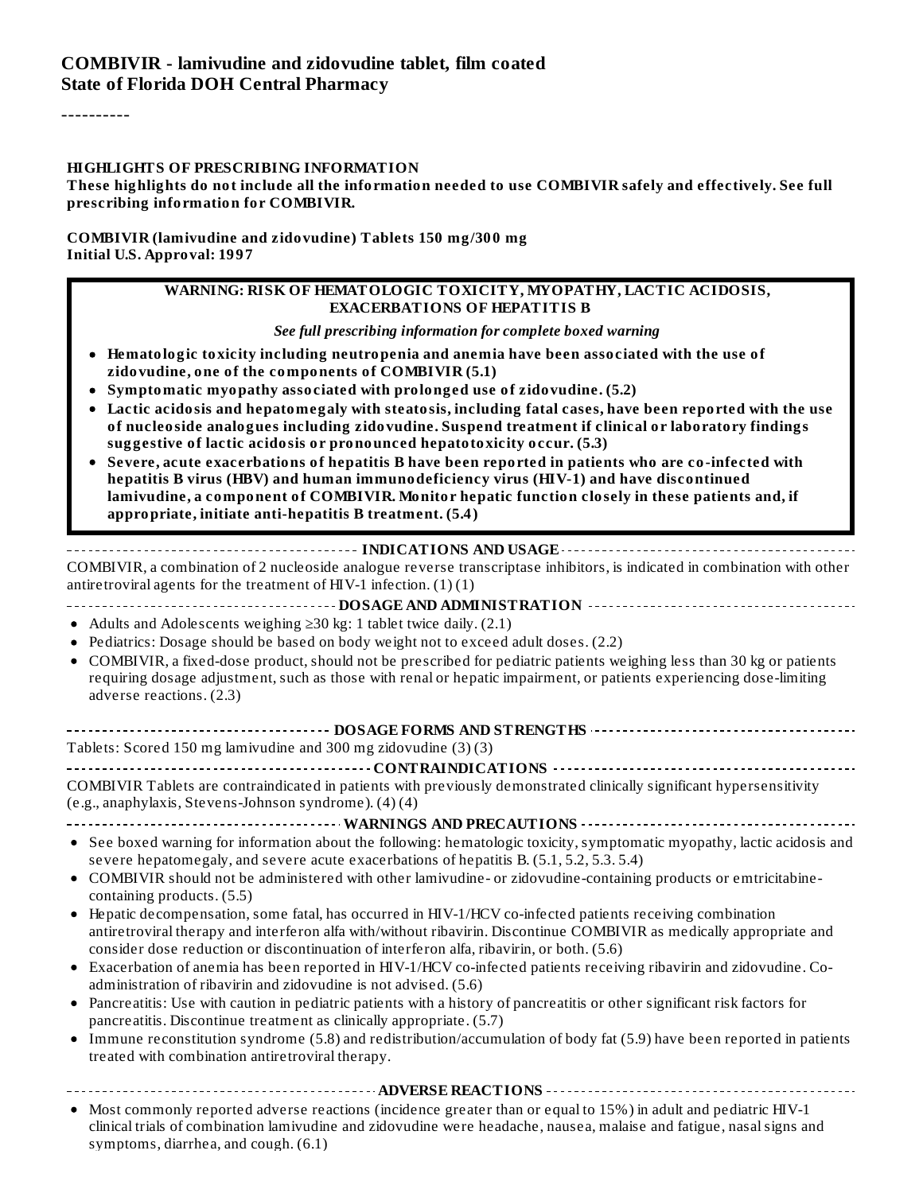**COMBIVIR - lamivudine and zidovudine tablet, film coated**
**State of Florida DOH Central Pharmacy**

----------

**HIGHLIGHTS OF PRESCRIBING INFORMATION**
**These highlights do not include all the information needed to use COMBIVIR safely and effectively. See full prescribing information for COMBIVIR.**

**COMBIVIR (lamivudine and zidovudine) Tablets 150 mg/300 mg**
**Initial U.S. Approval: 1997**

**WARNING: RISK OF HEMATOLOGIC TOXICITY, MYOPATHY, LACTIC ACIDOSIS, EXACERBATIONS OF HEPATITIS B**

***See full prescribing information for complete boxed warning***

- **Hematologic toxicity including neutropenia and anemia have been associated with the use of zidovudine, one of the components of COMBIVIR (5.1)**
- **Symptomatic myopathy associated with prolonged use of zidovudine. (5.2)**
- **Lactic acidosis and hepatomegaly with steatosis, including fatal cases, have been reported with the use of nucleoside analogues including zidovudine. Suspend treatment if clinical or laboratory findings suggestive of lactic acidosis or pronounced hepatotoxicity occur. (5.3)**
- **Severe, acute exacerbations of hepatitis B have been reported in patients who are co-infected with hepatitis B virus (HBV) and human immunodeficiency virus (HIV-1) and have discontinued lamivudine, a component of COMBIVIR. Monitor hepatic function closely in these patients and, if appropriate, initiate anti-hepatitis B treatment. (5.4)**

**INDICATIONS AND USAGE**

COMBIVIR, a combination of 2 nucleoside analogue reverse transcriptase inhibitors, is indicated in combination with other antiretroviral agents for the treatment of HIV-1 infection. (1) (1)

**DOSAGE AND ADMINISTRATION**

- Adults and Adolescents weighing ≥30 kg: 1 tablet twice daily. (2.1)
- Pediatrics: Dosage should be based on body weight not to exceed adult doses. (2.2)
- COMBIVIR, a fixed-dose product, should not be prescribed for pediatric patients weighing less than 30 kg or patients requiring dosage adjustment, such as those with renal or hepatic impairment, or patients experiencing dose-limiting adverse reactions. (2.3)

**DOSAGE FORMS AND STRENGTHS**

Tablets: Scored 150 mg lamivudine and 300 mg zidovudine (3) (3)

**CONTRAINDICATIONS**

COMBIVIR Tablets are contraindicated in patients with previously demonstrated clinically significant hypersensitivity (e.g., anaphylaxis, Stevens-Johnson syndrome). (4) (4)

**WARNINGS AND PRECAUTIONS**

- See boxed warning for information about the following: hematologic toxicity, symptomatic myopathy, lactic acidosis and severe hepatomegaly, and severe acute exacerbations of hepatitis B. (5.1, 5.2, 5.3. 5.4)
- COMBIVIR should not be administered with other lamivudine- or zidovudine-containing products or emtricitabine-containing products. (5.5)
- Hepatic decompensation, some fatal, has occurred in HIV-1/HCV co-infected patients receiving combination antiretroviral therapy and interferon alfa with/without ribavirin. Discontinue COMBIVIR as medically appropriate and consider dose reduction or discontinuation of interferon alfa, ribavirin, or both. (5.6)
- Exacerbation of anemia has been reported in HIV-1/HCV co-infected patients receiving ribavirin and zidovudine. Co-administration of ribavirin and zidovudine is not advised. (5.6)
- Pancreatitis: Use with caution in pediatric patients with a history of pancreatitis or other significant risk factors for pancreatitis. Discontinue treatment as clinically appropriate. (5.7)
- Immune reconstitution syndrome (5.8) and redistribution/accumulation of body fat (5.9) have been reported in patients treated with combination antiretroviral therapy.

**ADVERSE REACTIONS**

- Most commonly reported adverse reactions (incidence greater than or equal to 15%) in adult and pediatric HIV-1 clinical trials of combination lamivudine and zidovudine were headache, nausea, malaise and fatigue, nasal signs and symptoms, diarrhea, and cough. (6.1)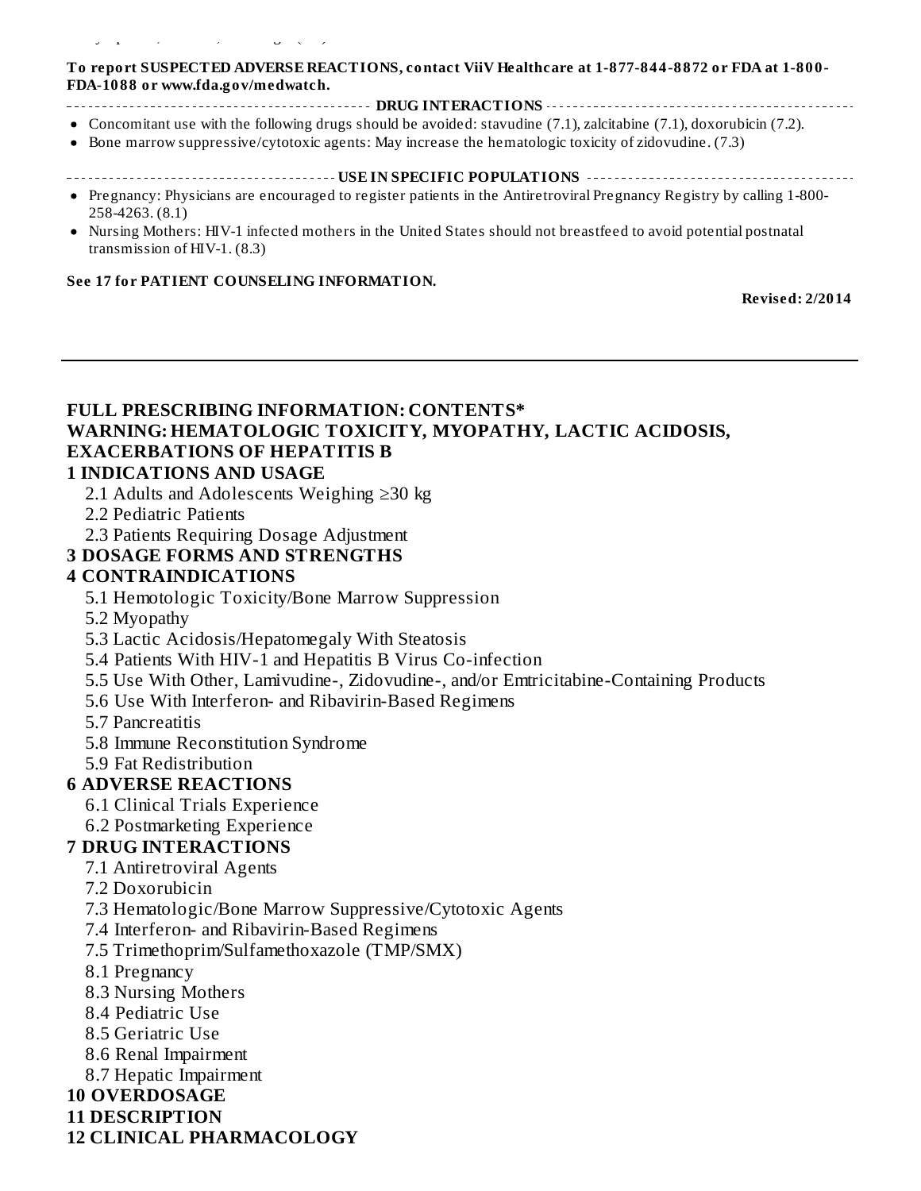**To report SUSPECTED ADVERSE REACTIONS, contact ViiV Healthcare at 1-877-844-8872 or FDA at 1-800-FDA-1088 or www.fda.gov/medwatch.**

**DRUG INTERACTIONS**

- Concomitant use with the following drugs should be avoided: stavudine (7.1), zalcitabine (7.1), doxorubicin (7.2).
- Bone marrow suppressive/cytotoxic agents: May increase the hematologic toxicity of zidovudine. (7.3)

**USE IN SPECIFIC POPULATIONS**

- Pregnancy: Physicians are encouraged to register patients in the Antiretroviral Pregnancy Registry by calling 1-800-258-4263. (8.1)
- Nursing Mothers: HIV-1 infected mothers in the United States should not breastfeed to avoid potential postnatal transmission of HIV-1. (8.3)

**See 17 for PATIENT COUNSELING INFORMATION.**

**Revised: 2/2014**

---

## FULL PRESCRIBING INFORMATION: CONTENTS*

## WARNING: HEMATOLOGIC TOXICITY, MYOPATHY, LACTIC ACIDOSIS, EXACERBATIONS OF HEPATITIS B

## 1 INDICATIONS AND USAGE

2.1 Adults and Adolescents Weighing ≥30 kg

2.2 Pediatric Patients

2.3 Patients Requiring Dosage Adjustment

## 3 DOSAGE FORMS AND STRENGTHS

## 4 CONTRAINDICATIONS

5.1 Hemotologic Toxicity/Bone Marrow Suppression

5.2 Myopathy

5.3 Lactic Acidosis/Hepatomegaly With Steatosis

5.4 Patients With HIV-1 and Hepatitis B Virus Co-infection

5.5 Use With Other, Lamivudine-, Zidovudine-, and/or Emtricitabine-Containing Products

5.6 Use With Interferon- and Ribavirin-Based Regimens

5.7 Pancreatitis

5.8 Immune Reconstitution Syndrome

5.9 Fat Redistribution

## 6 ADVERSE REACTIONS

6.1 Clinical Trials Experience

6.2 Postmarketing Experience

## 7 DRUG INTERACTIONS

7.1 Antiretroviral Agents

7.2 Doxorubicin

7.3 Hematologic/Bone Marrow Suppressive/Cytotoxic Agents

7.4 Interferon- and Ribavirin-Based Regimens

7.5 Trimethoprim/Sulfamethoxazole (TMP/SMX)

8.1 Pregnancy

8.3 Nursing Mothers

8.4 Pediatric Use

8.5 Geriatric Use

8.6 Renal Impairment

8.7 Hepatic Impairment

## 10 OVERDOSAGE

## 11 DESCRIPTION

## 12 CLINICAL PHARMACOLOGY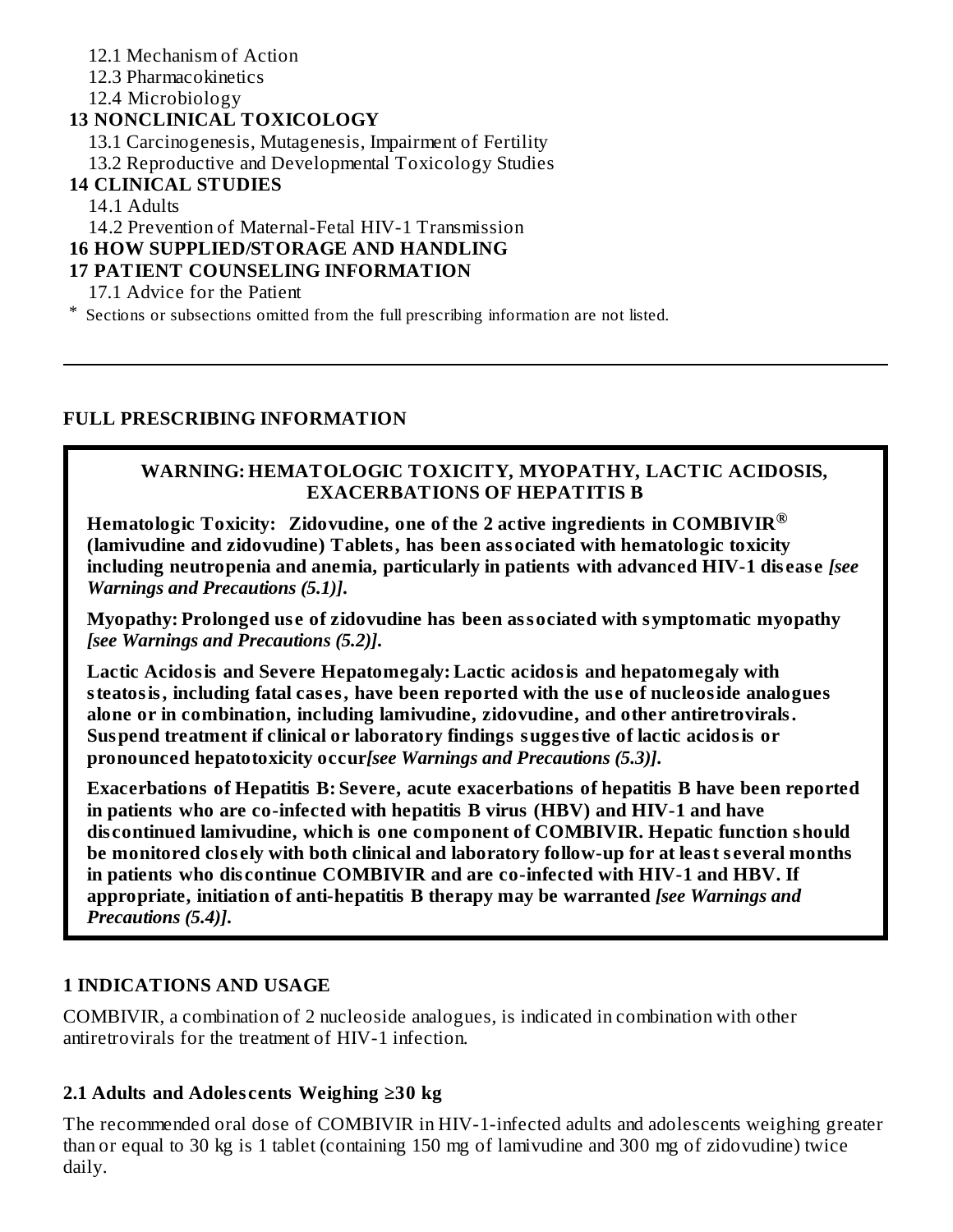12.1 Mechanism of Action
12.3 Pharmacokinetics
12.4 Microbiology

**13 NONCLINICAL TOXICOLOGY**

13.1 Carcinogenesis, Mutagenesis, Impairment of Fertility
13.2 Reproductive and Developmental Toxicology Studies

**14 CLINICAL STUDIES**

14.1 Adults
14.2 Prevention of Maternal-Fetal HIV-1 Transmission

**16 HOW SUPPLIED/STORAGE AND HANDLING**

**17 PATIENT COUNSELING INFORMATION**

17.1 Advice for the Patient

\* Sections or subsections omitted from the full prescribing information are not listed.

---

## FULL PRESCRIBING INFORMATION

**WARNING: HEMATOLOGIC TOXICITY, MYOPATHY, LACTIC ACIDOSIS, EXACERBATIONS OF HEPATITIS B**

**Hematologic Toxicity: Zidovudine, one of the 2 active ingredients in COMBIVIR® (lamivudine and zidovudine) Tablets, has been associated with hematologic toxicity including neutropenia and anemia, particularly in patients with advanced HIV-1 disease *[see Warnings and Precautions (5.1)]*.**

**Myopathy: Prolonged use of zidovudine has been associated with symptomatic myopathy *[see Warnings and Precautions (5.2)]*.**

**Lactic Acidosis and Severe Hepatomegaly: Lactic acidosis and hepatomegaly with steatosis, including fatal cases, have been reported with the use of nucleoside analogues alone or in combination, including lamivudine, zidovudine, and other antiretrovirals. Suspend treatment if clinical or laboratory findings suggestive of lactic acidosis or pronounced hepatotoxicity occur *[see Warnings and Precautions (5.3)]*.**

**Exacerbations of Hepatitis B: Severe, acute exacerbations of hepatitis B have been reported in patients who are co-infected with hepatitis B virus (HBV) and HIV-1 and have discontinued lamivudine, which is one component of COMBIVIR. Hepatic function should be monitored closely with both clinical and laboratory follow-up for at least several months in patients who discontinue COMBIVIR and are co-infected with HIV-1 and HBV. If appropriate, initiation of anti-hepatitis B therapy may be warranted *[see Warnings and Precautions (5.4)]*.**

## 1 INDICATIONS AND USAGE

COMBIVIR, a combination of 2 nucleoside analogues, is indicated in combination with other antiretrovirals for the treatment of HIV-1 infection.

### 2.1 Adults and Adolescents Weighing ≥30 kg

The recommended oral dose of COMBIVIR in HIV-1-infected adults and adolescents weighing greater than or equal to 30 kg is 1 tablet (containing 150 mg of lamivudine and 300 mg of zidovudine) twice daily.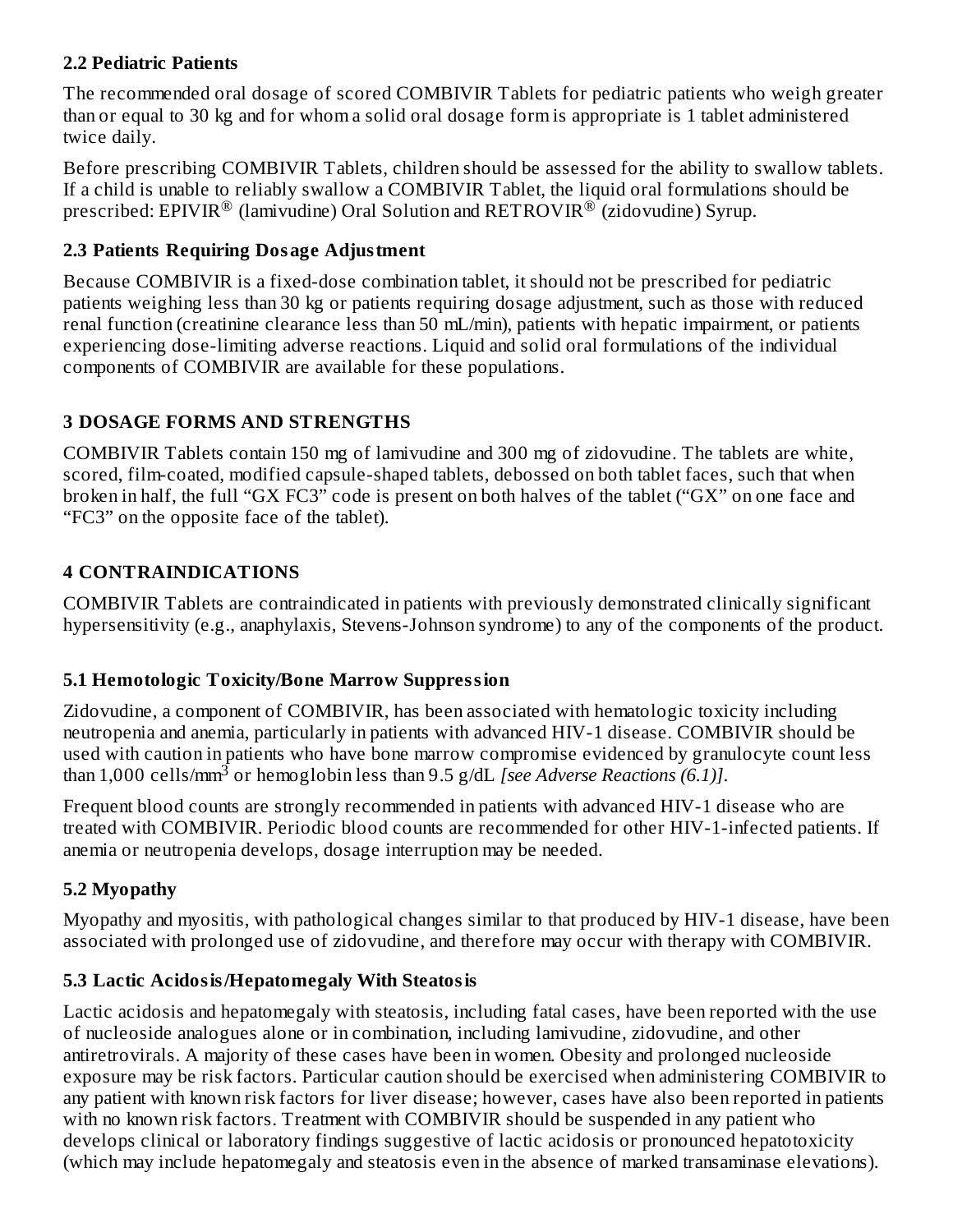### 2.2 Pediatric Patients

The recommended oral dosage of scored COMBIVIR Tablets for pediatric patients who weigh greater than or equal to 30 kg and for whom a solid oral dosage form is appropriate is 1 tablet administered twice daily.

Before prescribing COMBIVIR Tablets, children should be assessed for the ability to swallow tablets. If a child is unable to reliably swallow a COMBIVIR Tablet, the liquid oral formulations should be prescribed: EPIVIR® (lamivudine) Oral Solution and RETROVIR® (zidovudine) Syrup.

### 2.3 Patients Requiring Dosage Adjustment

Because COMBIVIR is a fixed-dose combination tablet, it should not be prescribed for pediatric patients weighing less than 30 kg or patients requiring dosage adjustment, such as those with reduced renal function (creatinine clearance less than 50 mL/min), patients with hepatic impairment, or patients experiencing dose-limiting adverse reactions. Liquid and solid oral formulations of the individual components of COMBIVIR are available for these populations.

## 3 DOSAGE FORMS AND STRENGTHS

COMBIVIR Tablets contain 150 mg of lamivudine and 300 mg of zidovudine. The tablets are white, scored, film-coated, modified capsule-shaped tablets, debossed on both tablet faces, such that when broken in half, the full "GX FC3" code is present on both halves of the tablet ("GX" on one face and "FC3" on the opposite face of the tablet).

## 4 CONTRAINDICATIONS

COMBIVIR Tablets are contraindicated in patients with previously demonstrated clinically significant hypersensitivity (e.g., anaphylaxis, Stevens-Johnson syndrome) to any of the components of the product.

### 5.1 Hemotologic Toxicity/Bone Marrow Suppression

Zidovudine, a component of COMBIVIR, has been associated with hematologic toxicity including neutropenia and anemia, particularly in patients with advanced HIV-1 disease. COMBIVIR should be used with caution in patients who have bone marrow compromise evidenced by granulocyte count less than 1,000 cells/$mm^3$ or hemoglobin less than 9.5 g/dL *[see Adverse Reactions (6.1)]*.

Frequent blood counts are strongly recommended in patients with advanced HIV-1 disease who are treated with COMBIVIR. Periodic blood counts are recommended for other HIV-1-infected patients. If anemia or neutropenia develops, dosage interruption may be needed.

### 5.2 Myopathy

Myopathy and myositis, with pathological changes similar to that produced by HIV-1 disease, have been associated with prolonged use of zidovudine, and therefore may occur with therapy with COMBIVIR.

### 5.3 Lactic Acidosis/Hepatomegaly With Steatosis

Lactic acidosis and hepatomegaly with steatosis, including fatal cases, have been reported with the use of nucleoside analogues alone or in combination, including lamivudine, zidovudine, and other antiretrovirals. A majority of these cases have been in women. Obesity and prolonged nucleoside exposure may be risk factors. Particular caution should be exercised when administering COMBIVIR to any patient with known risk factors for liver disease; however, cases have also been reported in patients with no known risk factors. Treatment with COMBIVIR should be suspended in any patient who develops clinical or laboratory findings suggestive of lactic acidosis or pronounced hepatotoxicity (which may include hepatomegaly and steatosis even in the absence of marked transaminase elevations).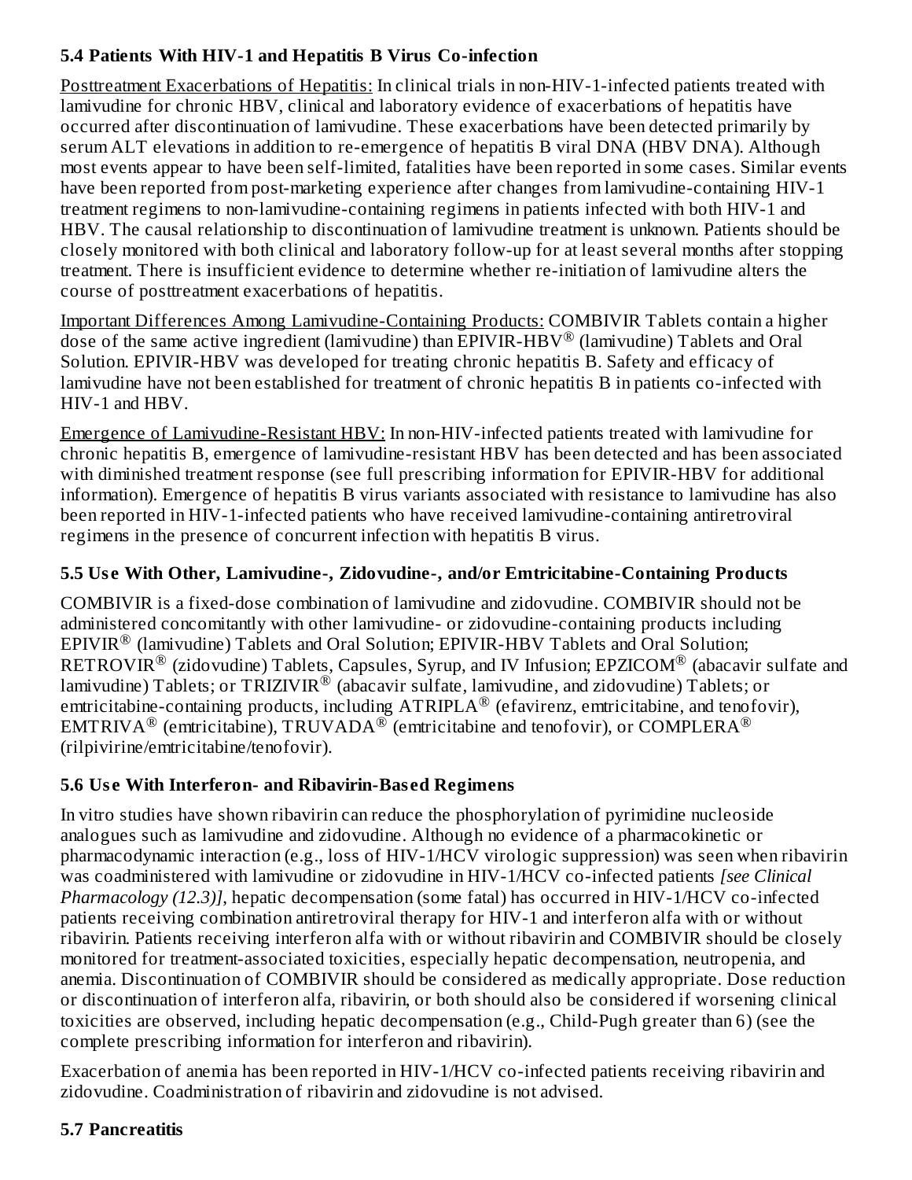### 5.4 Patients With HIV-1 and Hepatitis B Virus Co-infection

Posttreatment Exacerbations of Hepatitis: In clinical trials in non-HIV-1-infected patients treated with lamivudine for chronic HBV, clinical and laboratory evidence of exacerbations of hepatitis have occurred after discontinuation of lamivudine. These exacerbations have been detected primarily by serum ALT elevations in addition to re-emergence of hepatitis B viral DNA (HBV DNA). Although most events appear to have been self-limited, fatalities have been reported in some cases. Similar events have been reported from post-marketing experience after changes from lamivudine-containing HIV-1 treatment regimens to non-lamivudine-containing regimens in patients infected with both HIV-1 and HBV. The causal relationship to discontinuation of lamivudine treatment is unknown. Patients should be closely monitored with both clinical and laboratory follow-up for at least several months after stopping treatment. There is insufficient evidence to determine whether re-initiation of lamivudine alters the course of posttreatment exacerbations of hepatitis.

Important Differences Among Lamivudine-Containing Products: COMBIVIR Tablets contain a higher dose of the same active ingredient (lamivudine) than EPIVIR-HBV® (lamivudine) Tablets and Oral Solution. EPIVIR-HBV was developed for treating chronic hepatitis B. Safety and efficacy of lamivudine have not been established for treatment of chronic hepatitis B in patients co-infected with HIV-1 and HBV.

Emergence of Lamivudine-Resistant HBV: In non-HIV-infected patients treated with lamivudine for chronic hepatitis B, emergence of lamivudine-resistant HBV has been detected and has been associated with diminished treatment response (see full prescribing information for EPIVIR-HBV for additional information). Emergence of hepatitis B virus variants associated with resistance to lamivudine has also been reported in HIV-1-infected patients who have received lamivudine-containing antiretroviral regimens in the presence of concurrent infection with hepatitis B virus.

### 5.5 Use With Other, Lamivudine-, Zidovudine-, and/or Emtricitabine-Containing Products

COMBIVIR is a fixed-dose combination of lamivudine and zidovudine. COMBIVIR should not be administered concomitantly with other lamivudine- or zidovudine-containing products including EPIVIR® (lamivudine) Tablets and Oral Solution; EPIVIR-HBV Tablets and Oral Solution; RETROVIR® (zidovudine) Tablets, Capsules, Syrup, and IV Infusion; EPZICOM® (abacavir sulfate and lamivudine) Tablets; or TRIZIVIR® (abacavir sulfate, lamivudine, and zidovudine) Tablets; or emtricitabine-containing products, including ATRIPLA® (efavirenz, emtricitabine, and tenofovir), EMTRIVA® (emtricitabine), TRUVADA® (emtricitabine and tenofovir), or COMPLERA® (rilpivirine/emtricitabine/tenofovir).

### 5.6 Use With Interferon- and Ribavirin-Based Regimens

In vitro studies have shown ribavirin can reduce the phosphorylation of pyrimidine nucleoside analogues such as lamivudine and zidovudine. Although no evidence of a pharmacokinetic or pharmacodynamic interaction (e.g., loss of HIV-1/HCV virologic suppression) was seen when ribavirin was coadministered with lamivudine or zidovudine in HIV-1/HCV co-infected patients *[see Clinical Pharmacology (12.3)]*, hepatic decompensation (some fatal) has occurred in HIV-1/HCV co-infected patients receiving combination antiretroviral therapy for HIV-1 and interferon alfa with or without ribavirin. Patients receiving interferon alfa with or without ribavirin and COMBIVIR should be closely monitored for treatment-associated toxicities, especially hepatic decompensation, neutropenia, and anemia. Discontinuation of COMBIVIR should be considered as medically appropriate. Dose reduction or discontinuation of interferon alfa, ribavirin, or both should also be considered if worsening clinical toxicities are observed, including hepatic decompensation (e.g., Child-Pugh greater than 6) (see the complete prescribing information for interferon and ribavirin).

Exacerbation of anemia has been reported in HIV-1/HCV co-infected patients receiving ribavirin and zidovudine. Coadministration of ribavirin and zidovudine is not advised.

### 5.7 Pancreatitis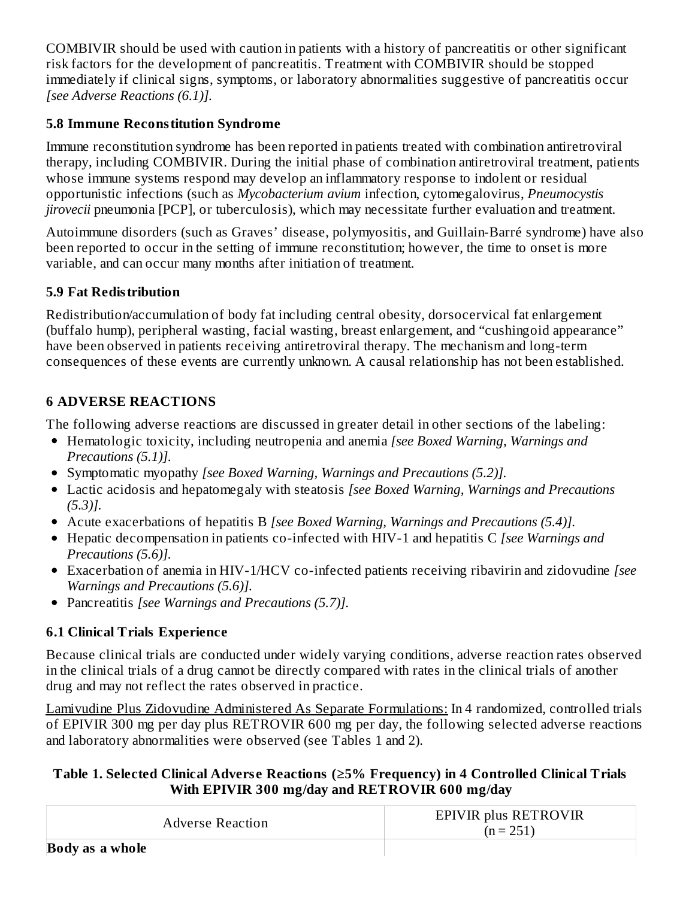COMBIVIR should be used with caution in patients with a history of pancreatitis or other significant risk factors for the development of pancreatitis. Treatment with COMBIVIR should be stopped immediately if clinical signs, symptoms, or laboratory abnormalities suggestive of pancreatitis occur *[see Adverse Reactions (6.1)].*

### 5.8 Immune Reconstitution Syndrome

Immune reconstitution syndrome has been reported in patients treated with combination antiretroviral therapy, including COMBIVIR. During the initial phase of combination antiretroviral treatment, patients whose immune systems respond may develop an inflammatory response to indolent or residual opportunistic infections (such as *Mycobacterium avium* infection, cytomegalovirus, *Pneumocystis jirovecii* pneumonia [PCP], or tuberculosis), which may necessitate further evaluation and treatment.

Autoimmune disorders (such as Graves' disease, polymyositis, and Guillain-Barré syndrome) have also been reported to occur in the setting of immune reconstitution; however, the time to onset is more variable, and can occur many months after initiation of treatment.

### 5.9 Fat Redistribution

Redistribution/accumulation of body fat including central obesity, dorsocervical fat enlargement (buffalo hump), peripheral wasting, facial wasting, breast enlargement, and "cushingoid appearance" have been observed in patients receiving antiretroviral therapy. The mechanism and long-term consequences of these events are currently unknown. A causal relationship has not been established.

## 6 ADVERSE REACTIONS

The following adverse reactions are discussed in greater detail in other sections of the labeling:

- Hematologic toxicity, including neutropenia and anemia *[see Boxed Warning, Warnings and Precautions (5.1)].*
- Symptomatic myopathy *[see Boxed Warning, Warnings and Precautions (5.2)].*
- Lactic acidosis and hepatomegaly with steatosis *[see Boxed Warning, Warnings and Precautions (5.3)].*
- Acute exacerbations of hepatitis B *[see Boxed Warning, Warnings and Precautions (5.4)].*
- Hepatic decompensation in patients co-infected with HIV-1 and hepatitis C *[see Warnings and Precautions (5.6)].*
- Exacerbation of anemia in HIV-1/HCV co-infected patients receiving ribavirin and zidovudine *[see Warnings and Precautions (5.6)].*
- Pancreatitis *[see Warnings and Precautions (5.7)].*

### 6.1 Clinical Trials Experience

Because clinical trials are conducted under widely varying conditions, adverse reaction rates observed in the clinical trials of a drug cannot be directly compared with rates in the clinical trials of another drug and may not reflect the rates observed in practice.

Lamivudine Plus Zidovudine Administered As Separate Formulations: In 4 randomized, controlled trials of EPIVIR 300 mg per day plus RETROVIR 600 mg per day, the following selected adverse reactions and laboratory abnormalities were observed (see Tables 1 and 2).

**Table 1. Selected Clinical Adverse Reactions (≥5% Frequency) in 4 Controlled Clinical Trials With EPIVIR 300 mg/day and RETROVIR 600 mg/day**

| Adverse Reaction | EPIVIR plus RETROVIR (n = 251) |
|---|---|
| **Body as a whole** | |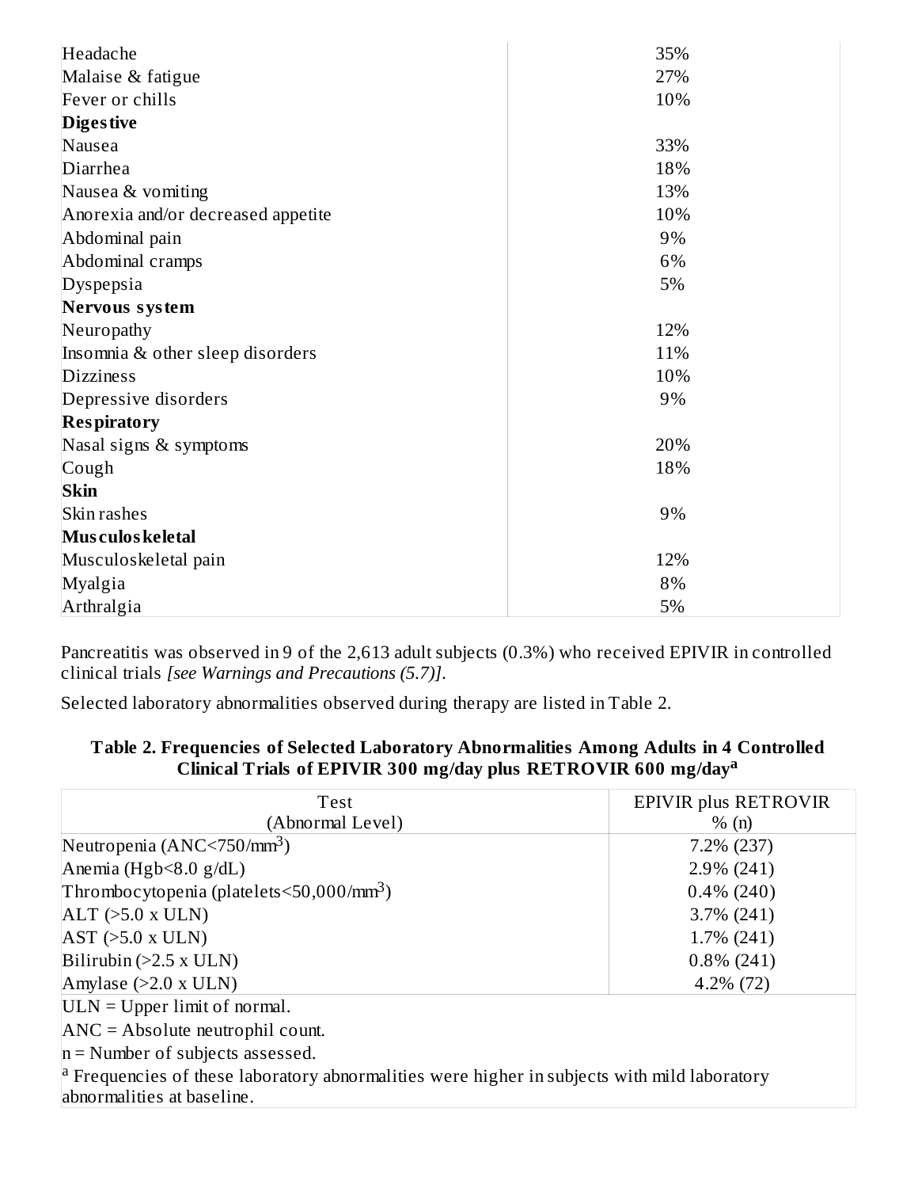| | |
|---|---|
| Headache | 35% |
| Malaise & fatigue | 27% |
| Fever or chills | 10% |
| **Digestive** | |
| Nausea | 33% |
| Diarrhea | 18% |
| Nausea & vomiting | 13% |
| Anorexia and/or decreased appetite | 10% |
| Abdominal pain | 9% |
| Abdominal cramps | 6% |
| Dyspepsia | 5% |
| **Nervous system** | |
| Neuropathy | 12% |
| Insomnia & other sleep disorders | 11% |
| Dizziness | 10% |
| Depressive disorders | 9% |
| **Respiratory** | |
| Nasal signs & symptoms | 20% |
| Cough | 18% |
| **Skin** | |
| Skin rashes | 9% |
| **Musculoskeletal** | |
| Musculoskeletal pain | 12% |
| Myalgia | 8% |
| Arthralgia | 5% |

Pancreatitis was observed in 9 of the 2,613 adult subjects (0.3%) who received EPIVIR in controlled clinical trials *[see Warnings and Precautions (5.7)]*.

Selected laboratory abnormalities observed during therapy are listed in Table 2.

**Table 2. Frequencies of Selected Laboratory Abnormalities Among Adults in 4 Controlled Clinical Trials of EPIVIR 300 mg/day plus RETROVIR 600 mg/day[a]**

| Test (Abnormal Level) | EPIVIR plus RETROVIR % (n) |
|---|---|
| Neutropenia (ANC<750/$mm^3$) | 7.2% (237) |
| Anemia (Hgb<8.0 g/dL) | 2.9% (241) |
| Thrombocytopenia (platelets<50,000/$mm^3$) | 0.4% (240) |
| ALT (>5.0 x ULN) | 3.7% (241) |
| AST (>5.0 x ULN) | 1.7% (241) |
| Bilirubin (>2.5 x ULN) | 0.8% (241) |
| Amylase (>2.0 x ULN) | 4.2% (72) |

ULN = Upper limit of normal.

ANC = Absolute neutrophil count.

n = Number of subjects assessed.

[a] Frequencies of these laboratory abnormalities were higher in subjects with mild laboratory abnormalities at baseline.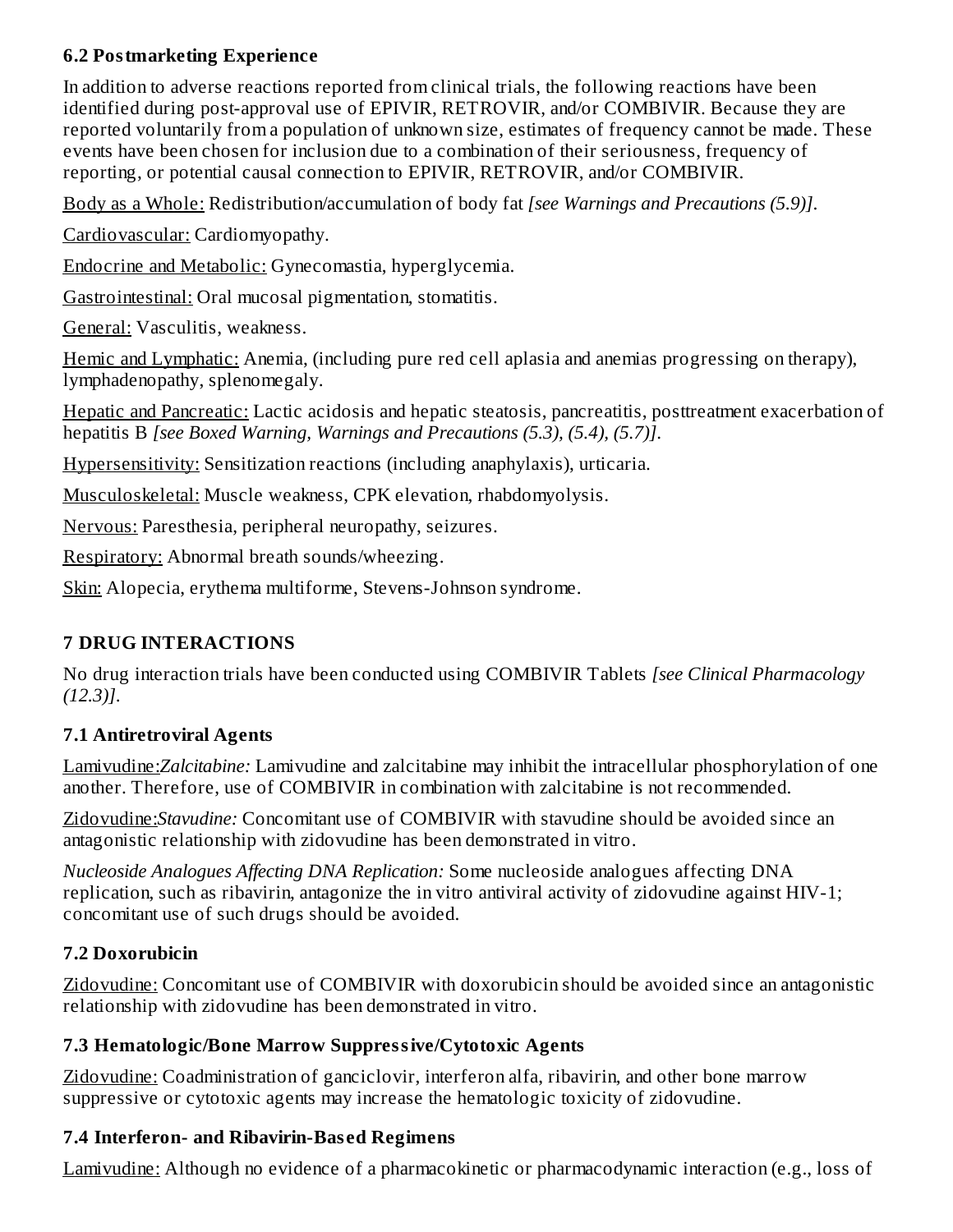### 6.2 Postmarketing Experience

In addition to adverse reactions reported from clinical trials, the following reactions have been identified during post-approval use of EPIVIR, RETROVIR, and/or COMBIVIR. Because they are reported voluntarily from a population of unknown size, estimates of frequency cannot be made. These events have been chosen for inclusion due to a combination of their seriousness, frequency of reporting, or potential causal connection to EPIVIR, RETROVIR, and/or COMBIVIR.

Body as a Whole: Redistribution/accumulation of body fat *[see Warnings and Precautions (5.9)]*.

Cardiovascular: Cardiomyopathy.

Endocrine and Metabolic: Gynecomastia, hyperglycemia.

Gastrointestinal: Oral mucosal pigmentation, stomatitis.

General: Vasculitis, weakness.

Hemic and Lymphatic: Anemia, (including pure red cell aplasia and anemias progressing on therapy), lymphadenopathy, splenomegaly.

Hepatic and Pancreatic: Lactic acidosis and hepatic steatosis, pancreatitis, posttreatment exacerbation of hepatitis B *[see Boxed Warning, Warnings and Precautions (5.3), (5.4), (5.7)]*.

Hypersensitivity: Sensitization reactions (including anaphylaxis), urticaria.

Musculoskeletal: Muscle weakness, CPK elevation, rhabdomyolysis.

Nervous: Paresthesia, peripheral neuropathy, seizures.

Respiratory: Abnormal breath sounds/wheezing.

Skin: Alopecia, erythema multiforme, Stevens-Johnson syndrome.

## 7 DRUG INTERACTIONS

No drug interaction trials have been conducted using COMBIVIR Tablets *[see Clinical Pharmacology (12.3)]*.

### 7.1 Antiretroviral Agents

Lamivudine:*Zalcitabine:* Lamivudine and zalcitabine may inhibit the intracellular phosphorylation of one another. Therefore, use of COMBIVIR in combination with zalcitabine is not recommended.

Zidovudine:*Stavudine:* Concomitant use of COMBIVIR with stavudine should be avoided since an antagonistic relationship with zidovudine has been demonstrated in vitro.

*Nucleoside Analogues Affecting DNA Replication:* Some nucleoside analogues affecting DNA replication, such as ribavirin, antagonize the in vitro antiviral activity of zidovudine against HIV-1; concomitant use of such drugs should be avoided.

### 7.2 Doxorubicin

Zidovudine: Concomitant use of COMBIVIR with doxorubicin should be avoided since an antagonistic relationship with zidovudine has been demonstrated in vitro.

### 7.3 Hematologic/Bone Marrow Suppressive/Cytotoxic Agents

Zidovudine: Coadministration of ganciclovir, interferon alfa, ribavirin, and other bone marrow suppressive or cytotoxic agents may increase the hematologic toxicity of zidovudine.

### 7.4 Interferon- and Ribavirin-Based Regimens

Lamivudine: Although no evidence of a pharmacokinetic or pharmacodynamic interaction (e.g., loss of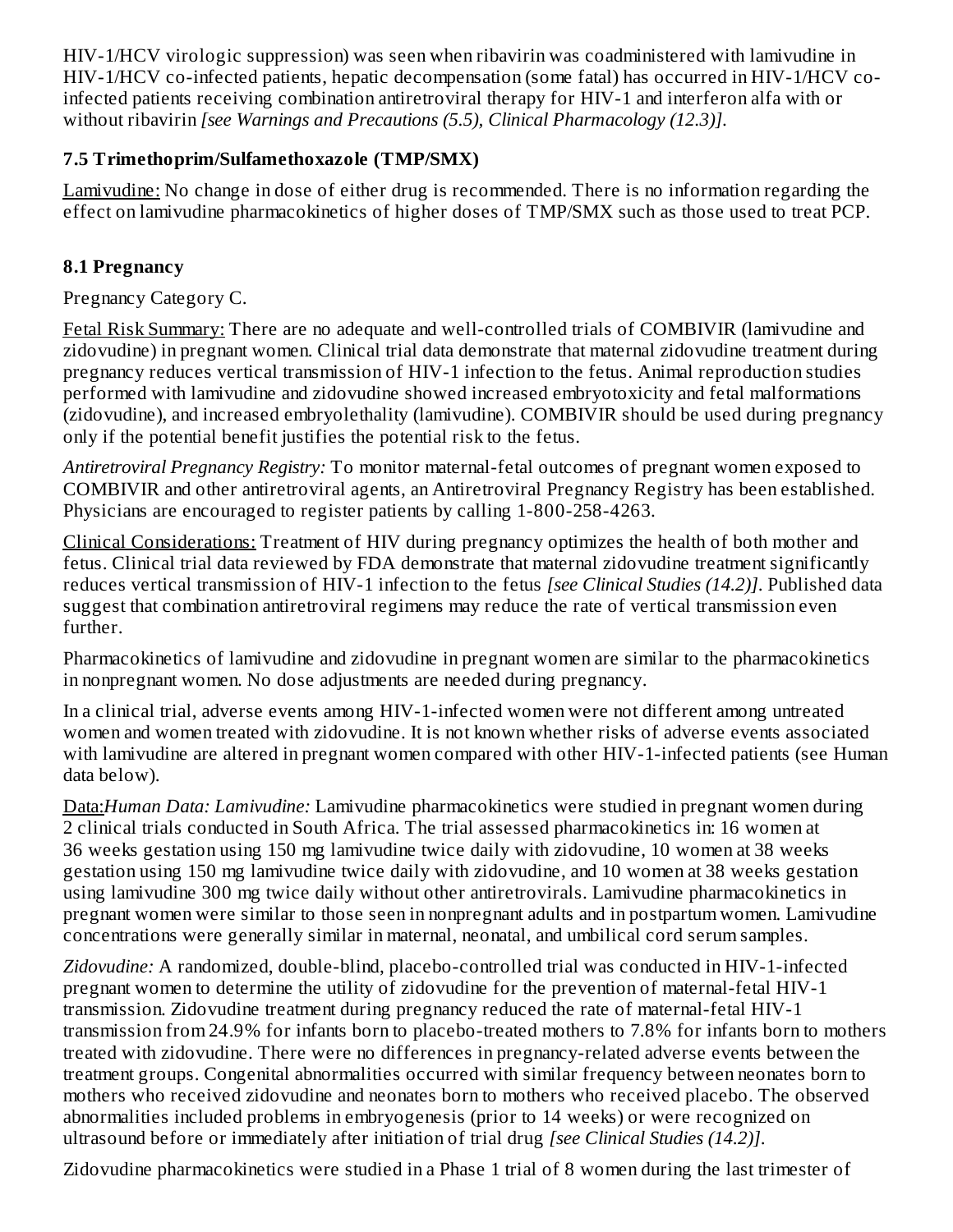HIV-1/HCV virologic suppression) was seen when ribavirin was coadministered with lamivudine in HIV-1/HCV co-infected patients, hepatic decompensation (some fatal) has occurred in HIV-1/HCV co-infected patients receiving combination antiretroviral therapy for HIV-1 and interferon alfa with or without ribavirin *[see Warnings and Precautions (5.5), Clinical Pharmacology (12.3)]*.

### 7.5 Trimethoprim/Sulfamethoxazole (TMP/SMX)

Lamivudine: No change in dose of either drug is recommended. There is no information regarding the effect on lamivudine pharmacokinetics of higher doses of TMP/SMX such as those used to treat PCP.

### 8.1 Pregnancy

Pregnancy Category C.

Fetal Risk Summary: There are no adequate and well-controlled trials of COMBIVIR (lamivudine and zidovudine) in pregnant women. Clinical trial data demonstrate that maternal zidovudine treatment during pregnancy reduces vertical transmission of HIV-1 infection to the fetus. Animal reproduction studies performed with lamivudine and zidovudine showed increased embryotoxicity and fetal malformations (zidovudine), and increased embryolethality (lamivudine). COMBIVIR should be used during pregnancy only if the potential benefit justifies the potential risk to the fetus.

*Antiretroviral Pregnancy Registry:* To monitor maternal-fetal outcomes of pregnant women exposed to COMBIVIR and other antiretroviral agents, an Antiretroviral Pregnancy Registry has been established. Physicians are encouraged to register patients by calling 1-800-258-4263.

Clinical Considerations: Treatment of HIV during pregnancy optimizes the health of both mother and fetus. Clinical trial data reviewed by FDA demonstrate that maternal zidovudine treatment significantly reduces vertical transmission of HIV-1 infection to the fetus *[see Clinical Studies (14.2)]*. Published data suggest that combination antiretroviral regimens may reduce the rate of vertical transmission even further.

Pharmacokinetics of lamivudine and zidovudine in pregnant women are similar to the pharmacokinetics in nonpregnant women. No dose adjustments are needed during pregnancy.

In a clinical trial, adverse events among HIV-1-infected women were not different among untreated women and women treated with zidovudine. It is not known whether risks of adverse events associated with lamivudine are altered in pregnant women compared with other HIV-1-infected patients (see Human data below).

Data:*Human Data: Lamivudine:* Lamivudine pharmacokinetics were studied in pregnant women during 2 clinical trials conducted in South Africa. The trial assessed pharmacokinetics in: 16 women at 36 weeks gestation using 150 mg lamivudine twice daily with zidovudine, 10 women at 38 weeks gestation using 150 mg lamivudine twice daily with zidovudine, and 10 women at 38 weeks gestation using lamivudine 300 mg twice daily without other antiretrovirals. Lamivudine pharmacokinetics in pregnant women were similar to those seen in nonpregnant adults and in postpartum women. Lamivudine concentrations were generally similar in maternal, neonatal, and umbilical cord serum samples.

*Zidovudine:* A randomized, double-blind, placebo-controlled trial was conducted in HIV-1-infected pregnant women to determine the utility of zidovudine for the prevention of maternal-fetal HIV-1 transmission. Zidovudine treatment during pregnancy reduced the rate of maternal-fetal HIV-1 transmission from 24.9% for infants born to placebo-treated mothers to 7.8% for infants born to mothers treated with zidovudine. There were no differences in pregnancy-related adverse events between the treatment groups. Congenital abnormalities occurred with similar frequency between neonates born to mothers who received zidovudine and neonates born to mothers who received placebo. The observed abnormalities included problems in embryogenesis (prior to 14 weeks) or were recognized on ultrasound before or immediately after initiation of trial drug *[see Clinical Studies (14.2)]*.

Zidovudine pharmacokinetics were studied in a Phase 1 trial of 8 women during the last trimester of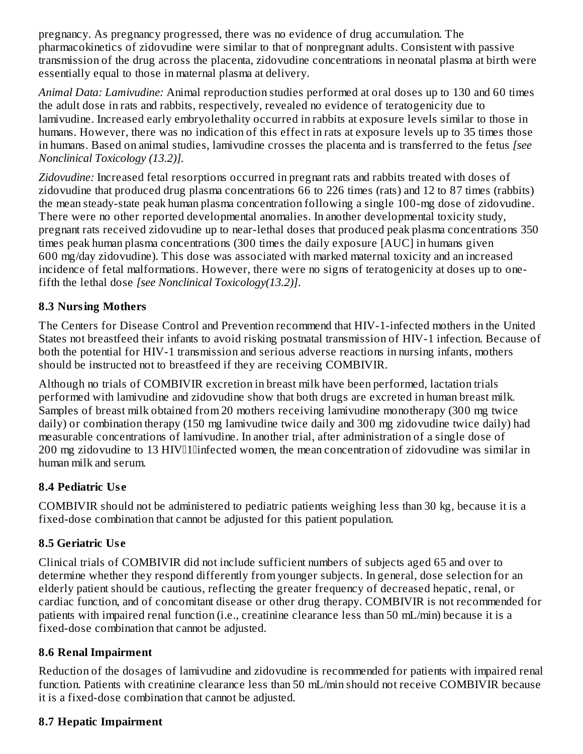pregnancy. As pregnancy progressed, there was no evidence of drug accumulation. The pharmacokinetics of zidovudine were similar to that of nonpregnant adults. Consistent with passive transmission of the drug across the placenta, zidovudine concentrations in neonatal plasma at birth were essentially equal to those in maternal plasma at delivery.

*Animal Data: Lamivudine:* Animal reproduction studies performed at oral doses up to 130 and 60 times the adult dose in rats and rabbits, respectively, revealed no evidence of teratogenicity due to lamivudine. Increased early embryolethality occurred in rabbits at exposure levels similar to those in humans. However, there was no indication of this effect in rats at exposure levels up to 35 times those in humans. Based on animal studies, lamivudine crosses the placenta and is transferred to the fetus *[see Nonclinical Toxicology (13.2)]*.

*Zidovudine:* Increased fetal resorptions occurred in pregnant rats and rabbits treated with doses of zidovudine that produced drug plasma concentrations 66 to 226 times (rats) and 12 to 87 times (rabbits) the mean steady-state peak human plasma concentration following a single 100-mg dose of zidovudine. There were no other reported developmental anomalies. In another developmental toxicity study, pregnant rats received zidovudine up to near-lethal doses that produced peak plasma concentrations 350 times peak human plasma concentrations (300 times the daily exposure [AUC] in humans given 600 mg/day zidovudine). This dose was associated with marked maternal toxicity and an increased incidence of fetal malformations. However, there were no signs of teratogenicity at doses up to one-fifth the lethal dose *[see Nonclinical Toxicology(13.2)]*.

### 8.3 Nursing Mothers

The Centers for Disease Control and Prevention recommend that HIV-1-infected mothers in the United States not breastfeed their infants to avoid risking postnatal transmission of HIV-1 infection. Because of both the potential for HIV-1 transmission and serious adverse reactions in nursing infants, mothers should be instructed not to breastfeed if they are receiving COMBIVIR.

Although no trials of COMBIVIR excretion in breast milk have been performed, lactation trials performed with lamivudine and zidovudine show that both drugs are excreted in human breast milk. Samples of breast milk obtained from 20 mothers receiving lamivudine monotherapy (300 mg twice daily) or combination therapy (150 mg lamivudine twice daily and 300 mg zidovudine twice daily) had measurable concentrations of lamivudine. In another trial, after administration of a single dose of 200 mg zidovudine to 13 HIV-1-infected women, the mean concentration of zidovudine was similar in human milk and serum.

### 8.4 Pediatric Use

COMBIVIR should not be administered to pediatric patients weighing less than 30 kg, because it is a fixed-dose combination that cannot be adjusted for this patient population.

### 8.5 Geriatric Use

Clinical trials of COMBIVIR did not include sufficient numbers of subjects aged 65 and over to determine whether they respond differently from younger subjects. In general, dose selection for an elderly patient should be cautious, reflecting the greater frequency of decreased hepatic, renal, or cardiac function, and of concomitant disease or other drug therapy. COMBIVIR is not recommended for patients with impaired renal function (i.e., creatinine clearance less than 50 mL/min) because it is a fixed-dose combination that cannot be adjusted.

### 8.6 Renal Impairment

Reduction of the dosages of lamivudine and zidovudine is recommended for patients with impaired renal function. Patients with creatinine clearance less than 50 mL/min should not receive COMBIVIR because it is a fixed-dose combination that cannot be adjusted.

### 8.7 Hepatic Impairment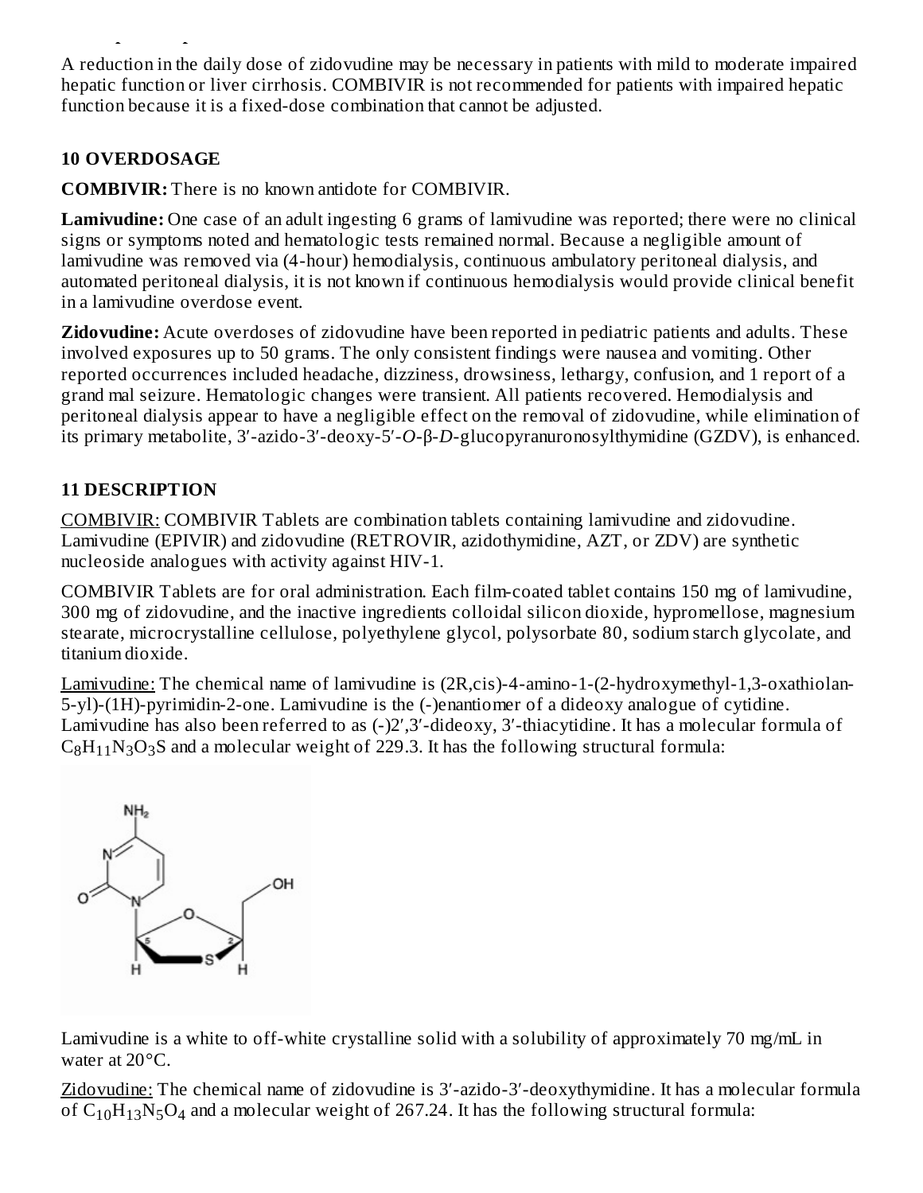A reduction in the daily dose of zidovudine may be necessary in patients with mild to moderate impaired hepatic function or liver cirrhosis. COMBIVIR is not recommended for patients with impaired hepatic function because it is a fixed-dose combination that cannot be adjusted.

## 10 OVERDOSAGE

**COMBIVIR:** There is no known antidote for COMBIVIR.

**Lamivudine:** One case of an adult ingesting 6 grams of lamivudine was reported; there were no clinical signs or symptoms noted and hematologic tests remained normal. Because a negligible amount of lamivudine was removed via (4-hour) hemodialysis, continuous ambulatory peritoneal dialysis, and automated peritoneal dialysis, it is not known if continuous hemodialysis would provide clinical benefit in a lamivudine overdose event.

**Zidovudine:** Acute overdoses of zidovudine have been reported in pediatric patients and adults. These involved exposures up to 50 grams. The only consistent findings were nausea and vomiting. Other reported occurrences included headache, dizziness, drowsiness, lethargy, confusion, and 1 report of a grand mal seizure. Hematologic changes were transient. All patients recovered. Hemodialysis and peritoneal dialysis appear to have a negligible effect on the removal of zidovudine, while elimination of its primary metabolite, 3′-azido-3′-deoxy-5′-*O*-β-*D*-glucopyranuronosylthymidine (GZDV), is enhanced.

## 11 DESCRIPTION

COMBIVIR: COMBIVIR Tablets are combination tablets containing lamivudine and zidovudine. Lamivudine (EPIVIR) and zidovudine (RETROVIR, azidothymidine, AZT, or ZDV) are synthetic nucleoside analogues with activity against HIV-1.

COMBIVIR Tablets are for oral administration. Each film-coated tablet contains 150 mg of lamivudine, 300 mg of zidovudine, and the inactive ingredients colloidal silicon dioxide, hypromellose, magnesium stearate, microcrystalline cellulose, polyethylene glycol, polysorbate 80, sodium starch glycolate, and titanium dioxide.

Lamivudine: The chemical name of lamivudine is (2R,cis)-4-amino-1-(2-hydroxymethyl-1,3-oxathiolan-5-yl)-(1H)-pyrimidin-2-one. Lamivudine is the (-)enantiomer of a dideoxy analogue of cytidine. Lamivudine has also been referred to as (-)2′,3′-dideoxy, 3′-thiacytidine. It has a molecular formula of $C_8H_{11}N_3O_3S$ and a molecular weight of 229.3. It has the following structural formula:

Lamivudine is a white to off-white crystalline solid with a solubility of approximately 70 mg/mL in water at 20°C.

Zidovudine: The chemical name of zidovudine is 3′-azido-3′-deoxythymidine. It has a molecular formula of $C_{10}H_{13}N_5O_4$ and a molecular weight of 267.24. It has the following structural formula: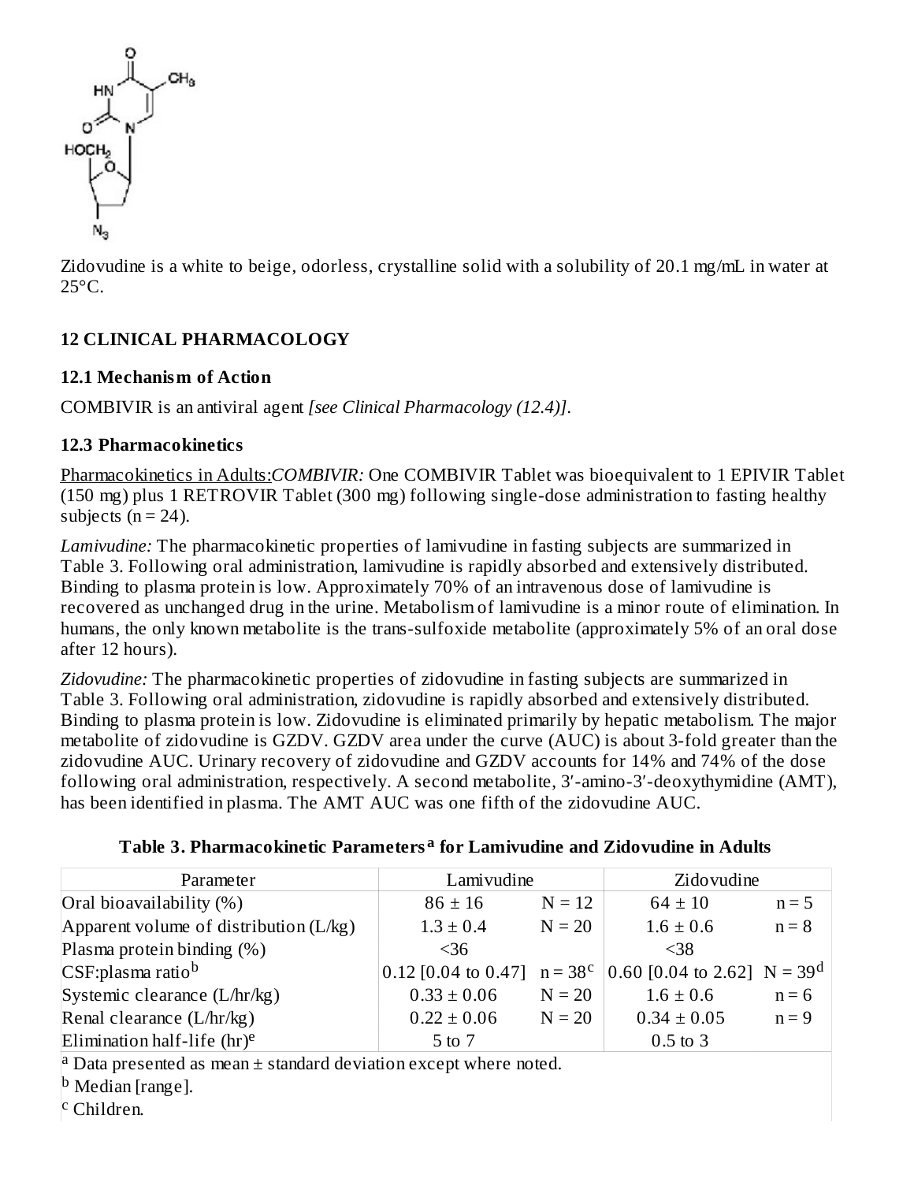Zidovudine is a white to beige, odorless, crystalline solid with a solubility of 20.1 mg/mL in water at 25°C.

## 12 CLINICAL PHARMACOLOGY

### 12.1 Mechanism of Action

COMBIVIR is an antiviral agent *[see Clinical Pharmacology (12.4)]*.

### 12.3 Pharmacokinetics

Pharmacokinetics in Adults:*COMBIVIR:* One COMBIVIR Tablet was bioequivalent to 1 EPIVIR Tablet (150 mg) plus 1 RETROVIR Tablet (300 mg) following single-dose administration to fasting healthy subjects (n = 24).

*Lamivudine:* The pharmacokinetic properties of lamivudine in fasting subjects are summarized in Table 3. Following oral administration, lamivudine is rapidly absorbed and extensively distributed. Binding to plasma protein is low. Approximately 70% of an intravenous dose of lamivudine is recovered as unchanged drug in the urine. Metabolism of lamivudine is a minor route of elimination. In humans, the only known metabolite is the trans-sulfoxide metabolite (approximately 5% of an oral dose after 12 hours).

*Zidovudine:* The pharmacokinetic properties of zidovudine in fasting subjects are summarized in Table 3. Following oral administration, zidovudine is rapidly absorbed and extensively distributed. Binding to plasma protein is low. Zidovudine is eliminated primarily by hepatic metabolism. The major metabolite of zidovudine is GZDV. GZDV area under the curve (AUC) is about 3-fold greater than the zidovudine AUC. Urinary recovery of zidovudine and GZDV accounts for 14% and 74% of the dose following oral administration, respectively. A second metabolite, 3′-amino-3′-deoxythymidine (AMT), has been identified in plasma. The AMT AUC was one fifth of the zidovudine AUC.

**Table 3. Pharmacokinetic Parameters[a] for Lamivudine and Zidovudine in Adults**

| Parameter | Lamivudine | | Zidovudine | |
|---|---|---|---|---|
| Oral bioavailability (%) | 86 ± 16 | N = 12 | 64 ± 10 | n = 5 |
| Apparent volume of distribution (L/kg) | 1.3 ± 0.4 | N = 20 | 1.6 ± 0.6 | n = 8 |
| Plasma protein binding (%) | <36 | | <38 | |
| CSF:plasma ratio[b] | 0.12 [0.04 to 0.47] | n = 38[c] | 0.60 [0.04 to 2.62] | N = 39[d] |
| Systemic clearance (L/hr/kg) | 0.33 ± 0.06 | N = 20 | 1.6 ± 0.6 | n = 6 |
| Renal clearance (L/hr/kg) | 0.22 ± 0.06 | N = 20 | 0.34 ± 0.05 | n = 9 |
| Elimination half-life (hr)[e] | 5 to 7 | | 0.5 to 3 | |

[a] Data presented as mean ± standard deviation except where noted.

[b] Median [range].

[c] Children.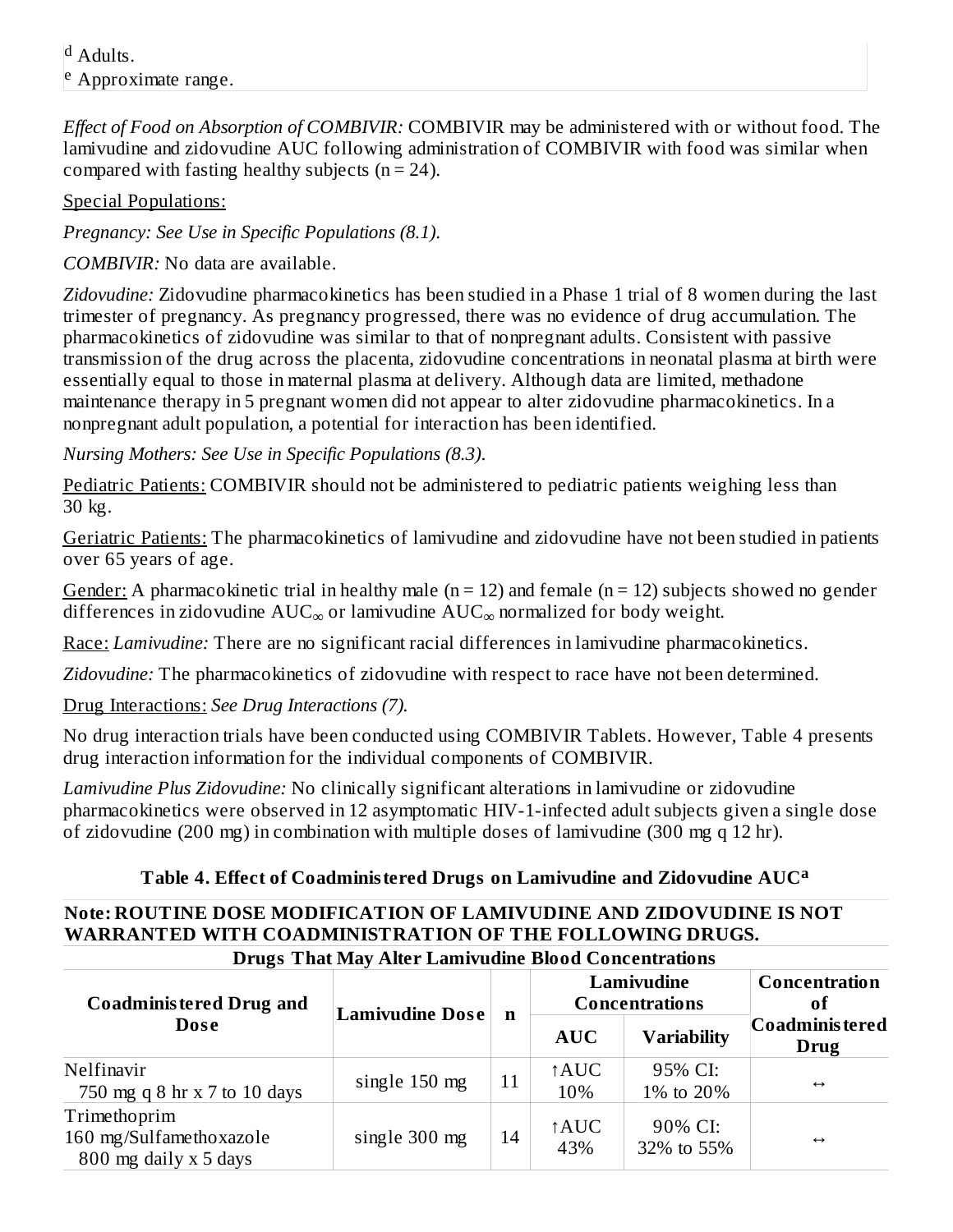[d] Adults.
[e] Approximate range.

*Effect of Food on Absorption of COMBIVIR:* COMBIVIR may be administered with or without food. The lamivudine and zidovudine AUC following administration of COMBIVIR with food was similar when compared with fasting healthy subjects (n = 24).

Special Populations:

*Pregnancy: See Use in Specific Populations (8.1).*

*COMBIVIR:* No data are available.

*Zidovudine:* Zidovudine pharmacokinetics has been studied in a Phase 1 trial of 8 women during the last trimester of pregnancy. As pregnancy progressed, there was no evidence of drug accumulation. The pharmacokinetics of zidovudine was similar to that of nonpregnant adults. Consistent with passive transmission of the drug across the placenta, zidovudine concentrations in neonatal plasma at birth were essentially equal to those in maternal plasma at delivery. Although data are limited, methadone maintenance therapy in 5 pregnant women did not appear to alter zidovudine pharmacokinetics. In a nonpregnant adult population, a potential for interaction has been identified.

*Nursing Mothers: See Use in Specific Populations (8.3).*

Pediatric Patients: COMBIVIR should not be administered to pediatric patients weighing less than 30 kg.

Geriatric Patients: The pharmacokinetics of lamivudine and zidovudine have not been studied in patients over 65 years of age.

Gender: A pharmacokinetic trial in healthy male (n = 12) and female (n = 12) subjects showed no gender differences in zidovudine $AUC_{\infty}$ or lamivudine $AUC_{\infty}$ normalized for body weight.

Race: *Lamivudine:* There are no significant racial differences in lamivudine pharmacokinetics.

*Zidovudine:* The pharmacokinetics of zidovudine with respect to race have not been determined.

Drug Interactions: *See Drug Interactions (7).*

No drug interaction trials have been conducted using COMBIVIR Tablets. However, Table 4 presents drug interaction information for the individual components of COMBIVIR.

*Lamivudine Plus Zidovudine:* No clinically significant alterations in lamivudine or zidovudine pharmacokinetics were observed in 12 asymptomatic HIV-1-infected adult subjects given a single dose of zidovudine (200 mg) in combination with multiple doses of lamivudine (300 mg q 12 hr).

**Table 4. Effect of Coadministered Drugs on Lamivudine and Zidovudine AUC[a]**

**Note: ROUTINE DOSE MODIFICATION OF LAMIVUDINE AND ZIDOVUDINE IS NOT WARRANTED WITH COADMINISTRATION OF THE FOLLOWING DRUGS.**

**Drugs That May Alter Lamivudine Blood Concentrations**

| Coadministered Drug and Dose | Lamivudine Dose | n | Lamivudine Concentrations | | Concentration of Coadministered Drug |
|---|---|---|---|---|---|
| | | | AUC | Variability | |
| Nelfinavir 750 mg q 8 hr x 7 to 10 days | single 150 mg | 11 | ↑AUC 10% | 95% CI: 1% to 20% | ↔ |
| Trimethoprim 160 mg/Sulfamethoxazole 800 mg daily x 5 days | single 300 mg | 14 | ↑AUC 43% | 90% CI: 32% to 55% | ↔ |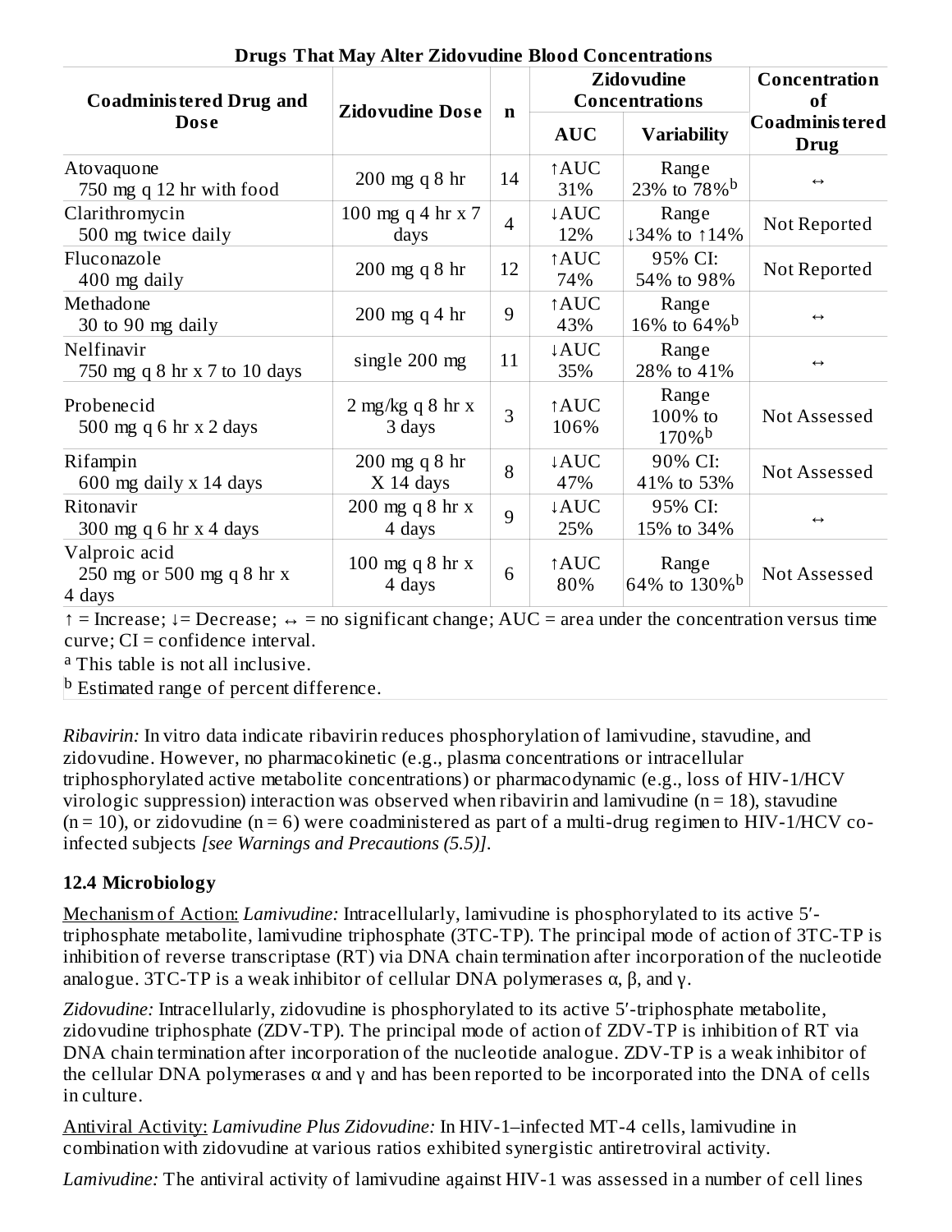**Drugs That May Alter Zidovudine Blood Concentrations**

| Coadministered Drug and Dose | Zidovudine Dose | n | Zidovudine Concentrations | | Concentration of Coadministered Drug |
|---|---|---|---|---|---|
| | | | AUC | Variability | |
| Atovaquone 750 mg q 12 hr with food | 200 mg q 8 hr | 14 | ↑AUC 31% | Range 23% to 78%[b] | ↔ |
| Clarithromycin 500 mg twice daily | 100 mg q 4 hr x 7 days | 4 | ↓AUC 12% | Range ↓34% to ↑14% | Not Reported |
| Fluconazole 400 mg daily | 200 mg q 8 hr | 12 | ↑AUC 74% | 95% CI: 54% to 98% | Not Reported |
| Methadone 30 to 90 mg daily | 200 mg q 4 hr | 9 | ↑AUC 43% | Range 16% to 64%[b] | ↔ |
| Nelfinavir 750 mg q 8 hr x 7 to 10 days | single 200 mg | 11 | ↓AUC 35% | Range 28% to 41% | ↔ |
| Probenecid 500 mg q 6 hr x 2 days | 2 mg/kg q 8 hr x 3 days | 3 | ↑AUC 106% | Range 100% to 170%[b] | Not Assessed |
| Rifampin 600 mg daily x 14 days | 200 mg q 8 hr X 14 days | 8 | ↓AUC 47% | 90% CI: 41% to 53% | Not Assessed |
| Ritonavir 300 mg q 6 hr x 4 days | 200 mg q 8 hr x 4 days | 9 | ↓AUC 25% | 95% CI: 15% to 34% | ↔ |
| Valproic acid 250 mg or 500 mg q 8 hr x 4 days | 100 mg q 8 hr x 4 days | 6 | ↑AUC 80% | Range 64% to 130%[b] | Not Assessed |

↑ = Increase; ↓= Decrease; ↔ = no significant change; AUC = area under the concentration versus time curve; CI = confidence interval.

[a] This table is not all inclusive.

[b] Estimated range of percent difference.

*Ribavirin:* In vitro data indicate ribavirin reduces phosphorylation of lamivudine, stavudine, and zidovudine. However, no pharmacokinetic (e.g., plasma concentrations or intracellular triphosphorylated active metabolite concentrations) or pharmacodynamic (e.g., loss of HIV-1/HCV virologic suppression) interaction was observed when ribavirin and lamivudine (n = 18), stavudine (n = 10), or zidovudine (n = 6) were coadministered as part of a multi-drug regimen to HIV-1/HCV co-infected subjects *[see Warnings and Precautions (5.5)]*.

### 12.4 Microbiology

Mechanism of Action: *Lamivudine:* Intracellularly, lamivudine is phosphorylated to its active 5′-triphosphate metabolite, lamivudine triphosphate (3TC-TP). The principal mode of action of 3TC-TP is inhibition of reverse transcriptase (RT) via DNA chain termination after incorporation of the nucleotide analogue. 3TC-TP is a weak inhibitor of cellular DNA polymerases α, β, and γ.

*Zidovudine:* Intracellularly, zidovudine is phosphorylated to its active 5′-triphosphate metabolite, zidovudine triphosphate (ZDV-TP). The principal mode of action of ZDV-TP is inhibition of RT via DNA chain termination after incorporation of the nucleotide analogue. ZDV-TP is a weak inhibitor of the cellular DNA polymerases α and γ and has been reported to be incorporated into the DNA of cells in culture.

Antiviral Activity: *Lamivudine Plus Zidovudine:* In HIV-1–infected MT-4 cells, lamivudine in combination with zidovudine at various ratios exhibited synergistic antiretroviral activity.

*Lamivudine:* The antiviral activity of lamivudine against HIV-1 was assessed in a number of cell lines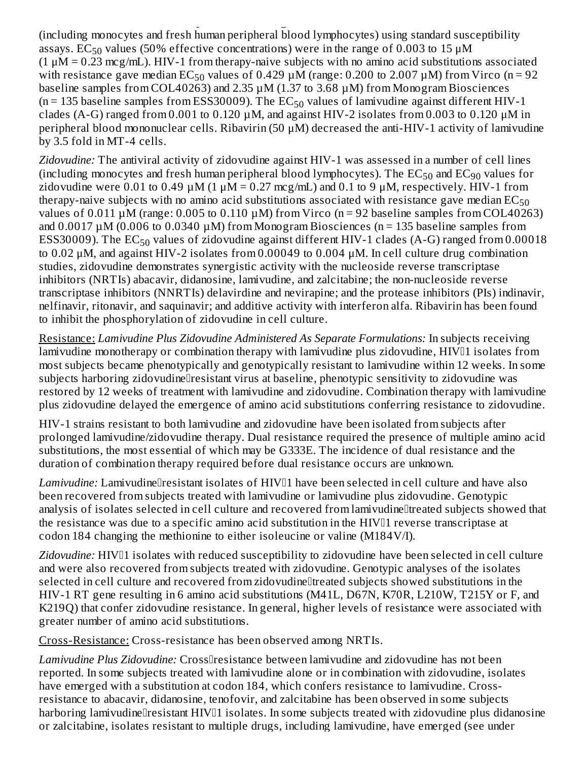(including monocytes and fresh human peripheral blood lymphocytes) using standard susceptibility assays. $EC_{50}$ values (50% effective concentrations) were in the range of 0.003 to 15 µM (1 µM = 0.23 mcg/mL). HIV-1 from therapy-naive subjects with no amino acid substitutions associated with resistance gave median $EC_{50}$ values of 0.429 µM (range: 0.200 to 2.007 µM) from Virco (n = 92 baseline samples from COL40263) and 2.35 µM (1.37 to 3.68 µM) from Monogram Biosciences (n = 135 baseline samples from ESS30009). The $EC_{50}$ values of lamivudine against different HIV-1 clades (A-G) ranged from 0.001 to 0.120 µM, and against HIV-2 isolates from 0.003 to 0.120 µM in peripheral blood mononuclear cells. Ribavirin (50 µM) decreased the anti-HIV-1 activity of lamivudine by 3.5 fold in MT-4 cells.

*Zidovudine:* The antiviral activity of zidovudine against HIV-1 was assessed in a number of cell lines (including monocytes and fresh human peripheral blood lymphocytes). The $EC_{50}$ and $EC_{90}$ values for zidovudine were 0.01 to 0.49 µM (1 µM = 0.27 mcg/mL) and 0.1 to 9 µM, respectively. HIV-1 from therapy-naive subjects with no amino acid substitutions associated with resistance gave median $EC_{50}$ values of 0.011 µM (range: 0.005 to 0.110 µM) from Virco (n = 92 baseline samples from COL40263) and 0.0017 µM (0.006 to 0.0340 µM) from Monogram Biosciences (n = 135 baseline samples from ESS30009). The $EC_{50}$ values of zidovudine against different HIV-1 clades (A-G) ranged from 0.00018 to 0.02 µM, and against HIV-2 isolates from 0.00049 to 0.004 µM. In cell culture drug combination studies, zidovudine demonstrates synergistic activity with the nucleoside reverse transcriptase inhibitors (NRTIs) abacavir, didanosine, lamivudine, and zalcitabine; the non-nucleoside reverse transcriptase inhibitors (NNRTIs) delavirdine and nevirapine; and the protease inhibitors (PIs) indinavir, nelfinavir, ritonavir, and saquinavir; and additive activity with interferon alfa. Ribavirin has been found to inhibit the phosphorylation of zidovudine in cell culture.

Resistance: *Lamivudine Plus Zidovudine Administered As Separate Formulations:* In subjects receiving lamivudine monotherapy or combination therapy with lamivudine plus zidovudine, HIV-1 isolates from most subjects became phenotypically and genotypically resistant to lamivudine within 12 weeks. In some subjects harboring zidovudine-resistant virus at baseline, phenotypic sensitivity to zidovudine was restored by 12 weeks of treatment with lamivudine and zidovudine. Combination therapy with lamivudine plus zidovudine delayed the emergence of amino acid substitutions conferring resistance to zidovudine.

HIV-1 strains resistant to both lamivudine and zidovudine have been isolated from subjects after prolonged lamivudine/zidovudine therapy. Dual resistance required the presence of multiple amino acid substitutions, the most essential of which may be G333E. The incidence of dual resistance and the duration of combination therapy required before dual resistance occurs are unknown.

*Lamivudine:* Lamivudine-resistant isolates of HIV-1 have been selected in cell culture and have also been recovered from subjects treated with lamivudine or lamivudine plus zidovudine. Genotypic analysis of isolates selected in cell culture and recovered from lamivudine-treated subjects showed that the resistance was due to a specific amino acid substitution in the HIV-1 reverse transcriptase at codon 184 changing the methionine to either isoleucine or valine (M184V/I).

*Zidovudine:* HIV-1 isolates with reduced susceptibility to zidovudine have been selected in cell culture and were also recovered from subjects treated with zidovudine. Genotypic analyses of the isolates selected in cell culture and recovered from zidovudine-treated subjects showed substitutions in the HIV-1 RT gene resulting in 6 amino acid substitutions (M41L, D67N, K70R, L210W, T215Y or F, and K219Q) that confer zidovudine resistance. In general, higher levels of resistance were associated with greater number of amino acid substitutions.

Cross-Resistance: Cross-resistance has been observed among NRTIs.

*Lamivudine Plus Zidovudine:* Cross-resistance between lamivudine and zidovudine has not been reported. In some subjects treated with lamivudine alone or in combination with zidovudine, isolates have emerged with a substitution at codon 184, which confers resistance to lamivudine. Cross-resistance to abacavir, didanosine, tenofovir, and zalcitabine has been observed in some subjects harboring lamivudine-resistant HIV-1 isolates. In some subjects treated with zidovudine plus didanosine or zalcitabine, isolates resistant to multiple drugs, including lamivudine, have emerged (see under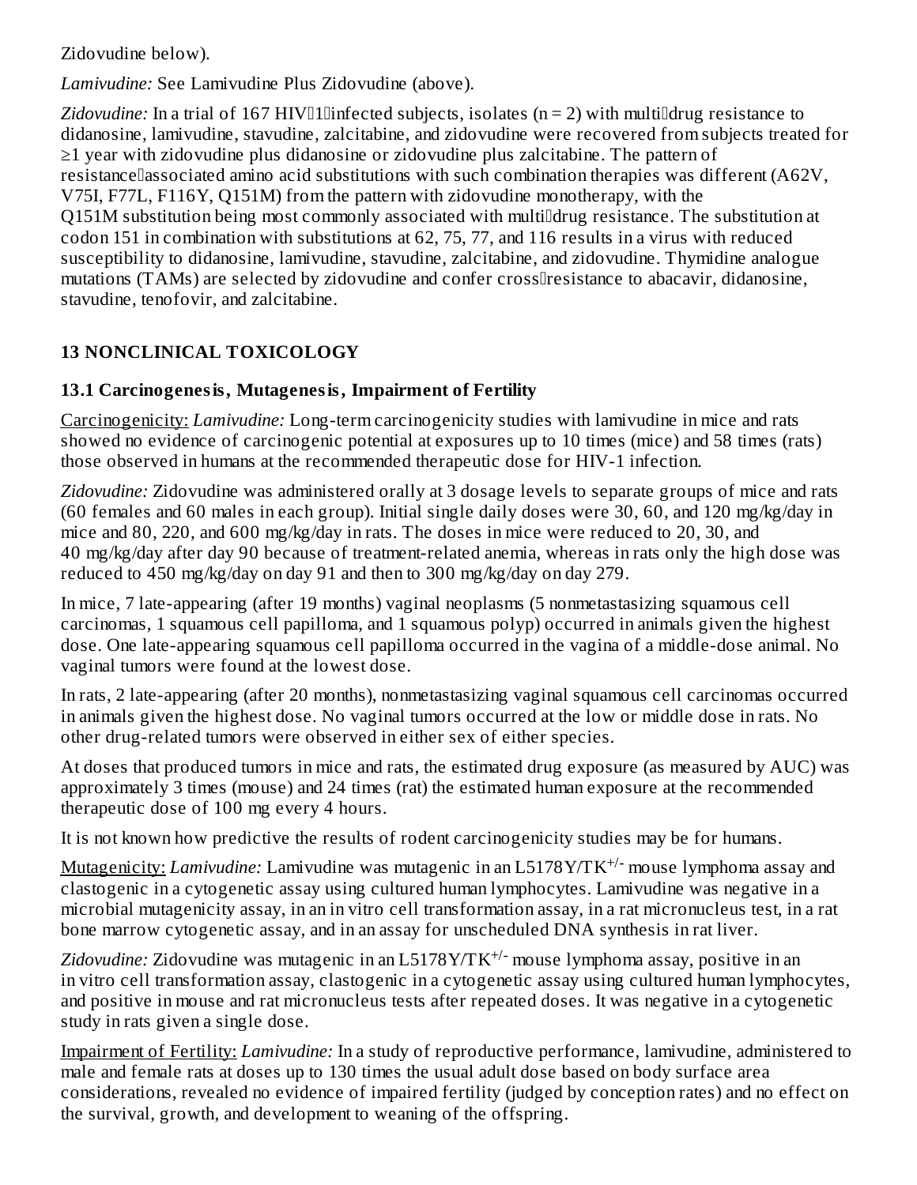Zidovudine below).

*Lamivudine:* See Lamivudine Plus Zidovudine (above).

*Zidovudine:* In a trial of 167 HIV-1-infected subjects, isolates (n = 2) with multi-drug resistance to didanosine, lamivudine, stavudine, zalcitabine, and zidovudine were recovered from subjects treated for ≥1 year with zidovudine plus didanosine or zidovudine plus zalcitabine. The pattern of resistance-associated amino acid substitutions with such combination therapies was different (A62V, V75I, F77L, F116Y, Q151M) from the pattern with zidovudine monotherapy, with the Q151M substitution being most commonly associated with multi-drug resistance. The substitution at codon 151 in combination with substitutions at 62, 75, 77, and 116 results in a virus with reduced susceptibility to didanosine, lamivudine, stavudine, zalcitabine, and zidovudine. Thymidine analogue mutations (TAMs) are selected by zidovudine and confer cross-resistance to abacavir, didanosine, stavudine, tenofovir, and zalcitabine.

## 13 NONCLINICAL TOXICOLOGY

### 13.1 Carcinogenesis, Mutagenesis, Impairment of Fertility

Carcinogenicity: *Lamivudine:* Long-term carcinogenicity studies with lamivudine in mice and rats showed no evidence of carcinogenic potential at exposures up to 10 times (mice) and 58 times (rats) those observed in humans at the recommended therapeutic dose for HIV-1 infection.

*Zidovudine:* Zidovudine was administered orally at 3 dosage levels to separate groups of mice and rats (60 females and 60 males in each group). Initial single daily doses were 30, 60, and 120 mg/kg/day in mice and 80, 220, and 600 mg/kg/day in rats. The doses in mice were reduced to 20, 30, and 40 mg/kg/day after day 90 because of treatment-related anemia, whereas in rats only the high dose was reduced to 450 mg/kg/day on day 91 and then to 300 mg/kg/day on day 279.

In mice, 7 late-appearing (after 19 months) vaginal neoplasms (5 nonmetastasizing squamous cell carcinomas, 1 squamous cell papilloma, and 1 squamous polyp) occurred in animals given the highest dose. One late-appearing squamous cell papilloma occurred in the vagina of a middle-dose animal. No vaginal tumors were found at the lowest dose.

In rats, 2 late-appearing (after 20 months), nonmetastasizing vaginal squamous cell carcinomas occurred in animals given the highest dose. No vaginal tumors occurred at the low or middle dose in rats. No other drug-related tumors were observed in either sex of either species.

At doses that produced tumors in mice and rats, the estimated drug exposure (as measured by AUC) was approximately 3 times (mouse) and 24 times (rat) the estimated human exposure at the recommended therapeutic dose of 100 mg every 4 hours.

It is not known how predictive the results of rodent carcinogenicity studies may be for humans.

Mutagenicity: *Lamivudine:* Lamivudine was mutagenic in an L5178Y/TK$^{+/-}$ mouse lymphoma assay and clastogenic in a cytogenetic assay using cultured human lymphocytes. Lamivudine was negative in a microbial mutagenicity assay, in an in vitro cell transformation assay, in a rat micronucleus test, in a rat bone marrow cytogenetic assay, and in an assay for unscheduled DNA synthesis in rat liver.

*Zidovudine:* Zidovudine was mutagenic in an L5178Y/TK$^{+/-}$ mouse lymphoma assay, positive in an in vitro cell transformation assay, clastogenic in a cytogenetic assay using cultured human lymphocytes, and positive in mouse and rat micronucleus tests after repeated doses. It was negative in a cytogenetic study in rats given a single dose.

Impairment of Fertility: *Lamivudine:* In a study of reproductive performance, lamivudine, administered to male and female rats at doses up to 130 times the usual adult dose based on body surface area considerations, revealed no evidence of impaired fertility (judged by conception rates) and no effect on the survival, growth, and development to weaning of the offspring.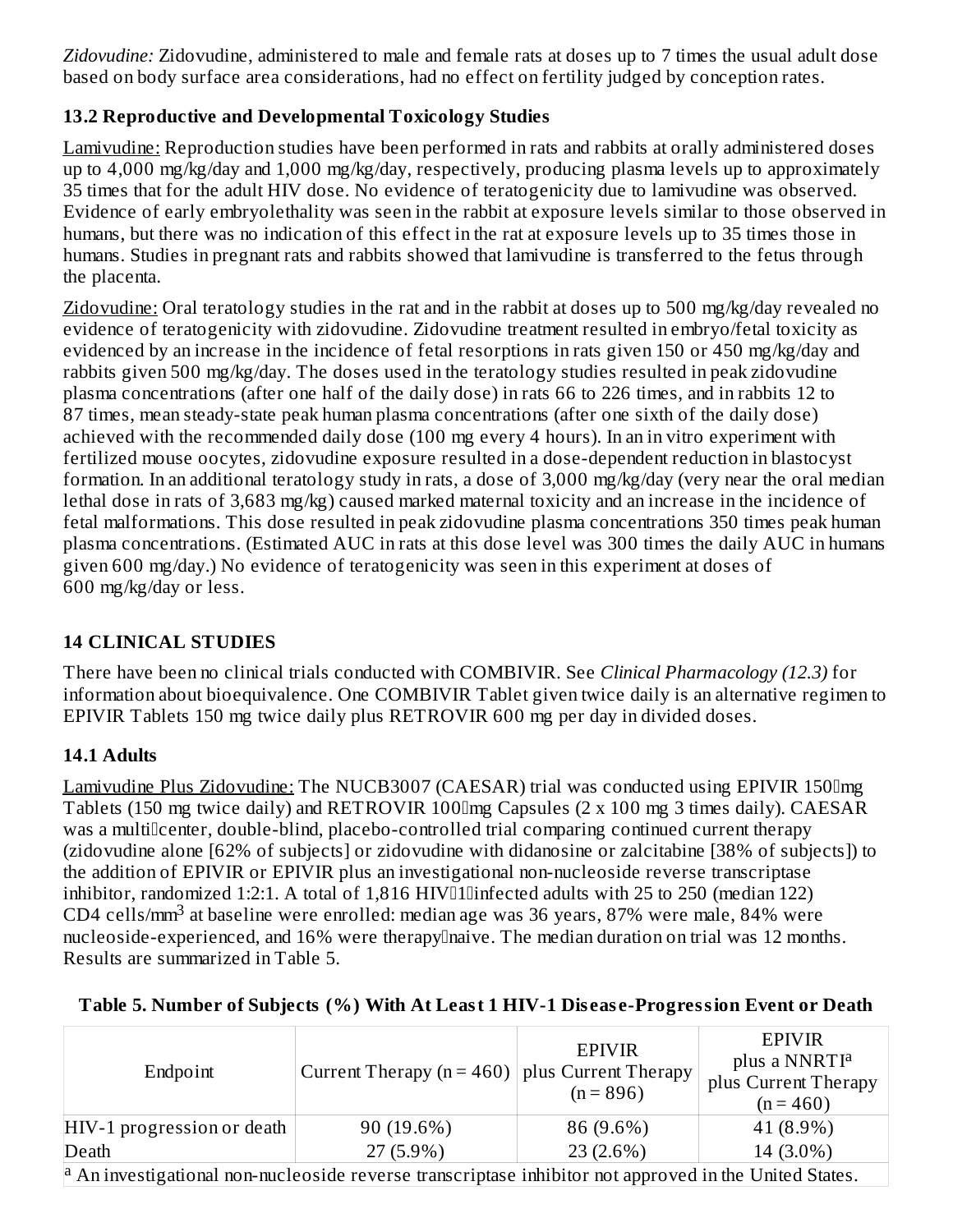*Zidovudine:* Zidovudine, administered to male and female rats at doses up to 7 times the usual adult dose based on body surface area considerations, had no effect on fertility judged by conception rates.

### 13.2 Reproductive and Developmental Toxicology Studies

Lamivudine: Reproduction studies have been performed in rats and rabbits at orally administered doses up to 4,000 mg/kg/day and 1,000 mg/kg/day, respectively, producing plasma levels up to approximately 35 times that for the adult HIV dose. No evidence of teratogenicity due to lamivudine was observed. Evidence of early embryolethality was seen in the rabbit at exposure levels similar to those observed in humans, but there was no indication of this effect in the rat at exposure levels up to 35 times those in humans. Studies in pregnant rats and rabbits showed that lamivudine is transferred to the fetus through the placenta.

Zidovudine: Oral teratology studies in the rat and in the rabbit at doses up to 500 mg/kg/day revealed no evidence of teratogenicity with zidovudine. Zidovudine treatment resulted in embryo/fetal toxicity as evidenced by an increase in the incidence of fetal resorptions in rats given 150 or 450 mg/kg/day and rabbits given 500 mg/kg/day. The doses used in the teratology studies resulted in peak zidovudine plasma concentrations (after one half of the daily dose) in rats 66 to 226 times, and in rabbits 12 to 87 times, mean steady-state peak human plasma concentrations (after one sixth of the daily dose) achieved with the recommended daily dose (100 mg every 4 hours). In an in vitro experiment with fertilized mouse oocytes, zidovudine exposure resulted in a dose-dependent reduction in blastocyst formation. In an additional teratology study in rats, a dose of 3,000 mg/kg/day (very near the oral median lethal dose in rats of 3,683 mg/kg) caused marked maternal toxicity and an increase in the incidence of fetal malformations. This dose resulted in peak zidovudine plasma concentrations 350 times peak human plasma concentrations. (Estimated AUC in rats at this dose level was 300 times the daily AUC in humans given 600 mg/day.) No evidence of teratogenicity was seen in this experiment at doses of 600 mg/kg/day or less.

## 14 CLINICAL STUDIES

There have been no clinical trials conducted with COMBIVIR. See *Clinical Pharmacology (12.3)* for information about bioequivalence. One COMBIVIR Tablet given twice daily is an alternative regimen to EPIVIR Tablets 150 mg twice daily plus RETROVIR 600 mg per day in divided doses.

### 14.1 Adults

Lamivudine Plus Zidovudine: The NUCB3007 (CAESAR) trial was conducted using EPIVIR 150 mg Tablets (150 mg twice daily) and RETROVIR 100 mg Capsules (2 x 100 mg 3 times daily). CAESAR was a multi-center, double-blind, placebo-controlled trial comparing continued current therapy (zidovudine alone [62% of subjects] or zidovudine with didanosine or zalcitabine [38% of subjects]) to the addition of EPIVIR or EPIVIR plus an investigational non-nucleoside reverse transcriptase inhibitor, randomized 1:2:1. A total of 1,816 HIV-1-infected adults with 25 to 250 (median 122) CD4 cells/mm$^3$ at baseline were enrolled: median age was 36 years, 87% were male, 84% were nucleoside-experienced, and 16% were therapy-naive. The median duration on trial was 12 months. Results are summarized in Table 5.

**Table 5. Number of Subjects (%) With At Least 1 HIV-1 Disease-Progression Event or Death**

| Endpoint | Current Therapy (n = 460) | EPIVIR plus Current Therapy (n = 896) | EPIVIR plus a NNRTI[a] plus Current Therapy (n = 460) |
|---|---|---|---|
| HIV-1 progression or death | 90 (19.6%) | 86 (9.6%) | 41 (8.9%) |
| Death | 27 (5.9%) | 23 (2.6%) | 14 (3.0%) |

[a] An investigational non-nucleoside reverse transcriptase inhibitor not approved in the United States.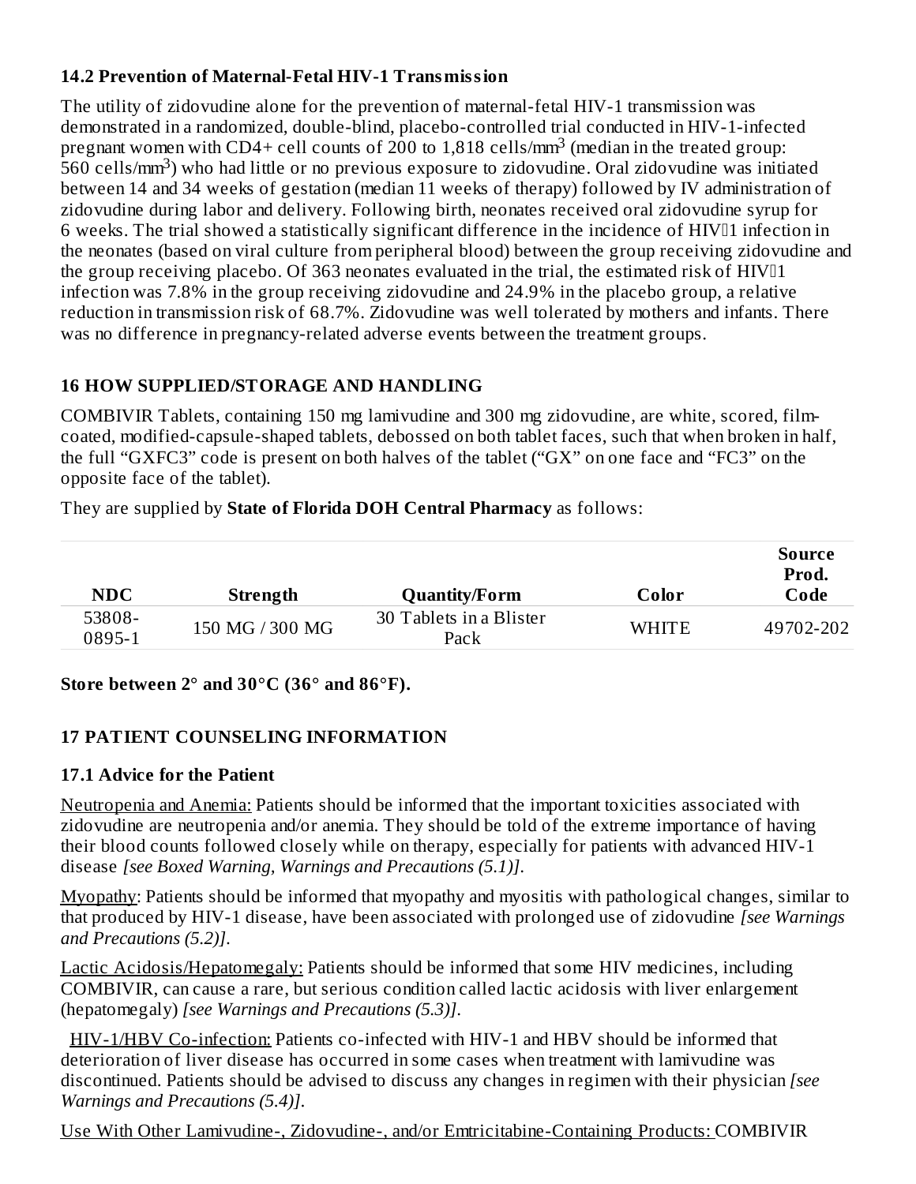### 14.2 Prevention of Maternal-Fetal HIV-1 Transmission

The utility of zidovudine alone for the prevention of maternal-fetal HIV-1 transmission was demonstrated in a randomized, double-blind, placebo-controlled trial conducted in HIV-1-infected pregnant women with CD4+ cell counts of 200 to 1,818 cells/mm$^3$ (median in the treated group: 560 cells/mm$^3$) who had little or no previous exposure to zidovudine. Oral zidovudine was initiated between 14 and 34 weeks of gestation (median 11 weeks of therapy) followed by IV administration of zidovudine during labor and delivery. Following birth, neonates received oral zidovudine syrup for 6 weeks. The trial showed a statistically significant difference in the incidence of HIV‑1 infection in the neonates (based on viral culture from peripheral blood) between the group receiving zidovudine and the group receiving placebo. Of 363 neonates evaluated in the trial, the estimated risk of HIV‑1 infection was 7.8% in the group receiving zidovudine and 24.9% in the placebo group, a relative reduction in transmission risk of 68.7%. Zidovudine was well tolerated by mothers and infants. There was no difference in pregnancy-related adverse events between the treatment groups.

## 16 HOW SUPPLIED/STORAGE AND HANDLING

COMBIVIR Tablets, containing 150 mg lamivudine and 300 mg zidovudine, are white, scored, film-coated, modified-capsule-shaped tablets, debossed on both tablet faces, such that when broken in half, the full "GXFC3" code is present on both halves of the tablet ("GX" on one face and "FC3" on the opposite face of the tablet).

They are supplied by **State of Florida DOH Central Pharmacy** as follows:

| NDC | Strength | Quantity/Form | Color | Source Prod. Code |
|---|---|---|---|---|
| 53808-0895-1 | 150 MG / 300 MG | 30 Tablets in a Blister Pack | WHITE | 49702-202 |

**Store between 2° and 30°C (36° and 86°F).**

## 17 PATIENT COUNSELING INFORMATION

### 17.1 Advice for the Patient

Neutropenia and Anemia: Patients should be informed that the important toxicities associated with zidovudine are neutropenia and/or anemia. They should be told of the extreme importance of having their blood counts followed closely while on therapy, especially for patients with advanced HIV-1 disease *[see Boxed Warning, Warnings and Precautions (5.1)]*.

Myopathy: Patients should be informed that myopathy and myositis with pathological changes, similar to that produced by HIV-1 disease, have been associated with prolonged use of zidovudine *[see Warnings and Precautions (5.2)]*.

Lactic Acidosis/Hepatomegaly: Patients should be informed that some HIV medicines, including COMBIVIR, can cause a rare, but serious condition called lactic acidosis with liver enlargement (hepatomegaly) *[see Warnings and Precautions (5.3)]*.

HIV-1/HBV Co-infection: Patients co-infected with HIV-1 and HBV should be informed that deterioration of liver disease has occurred in some cases when treatment with lamivudine was discontinued. Patients should be advised to discuss any changes in regimen with their physician *[see Warnings and Precautions (5.4)]*.

Use With Other Lamivudine-, Zidovudine-, and/or Emtricitabine-Containing Products: COMBIVIR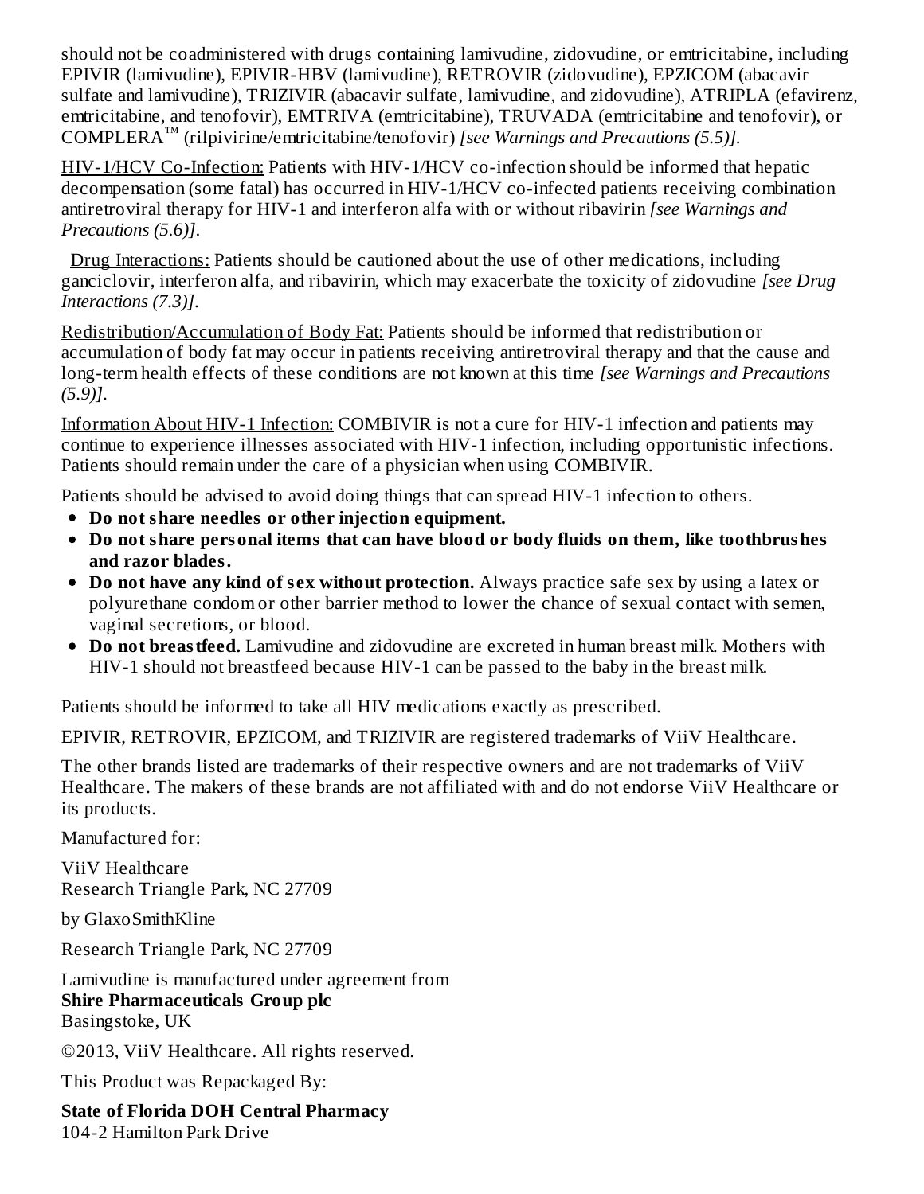should not be coadministered with drugs containing lamivudine, zidovudine, or emtricitabine, including EPIVIR (lamivudine), EPIVIR-HBV (lamivudine), RETROVIR (zidovudine), EPZICOM (abacavir sulfate and lamivudine), TRIZIVIR (abacavir sulfate, lamivudine, and zidovudine), ATRIPLA (efavirenz, emtricitabine, and tenofovir), EMTRIVA (emtricitabine), TRUVADA (emtricitabine and tenofovir), or COMPLERA™ (rilpivirine/emtricitabine/tenofovir) *[see Warnings and Precautions (5.5)].*

HIV-1/HCV Co-Infection: Patients with HIV-1/HCV co-infection should be informed that hepatic decompensation (some fatal) has occurred in HIV-1/HCV co-infected patients receiving combination antiretroviral therapy for HIV-1 and interferon alfa with or without ribavirin *[see Warnings and Precautions (5.6)]*.

Drug Interactions: Patients should be cautioned about the use of other medications, including ganciclovir, interferon alfa, and ribavirin, which may exacerbate the toxicity of zidovudine *[see Drug Interactions (7.3)]*.

Redistribution/Accumulation of Body Fat: Patients should be informed that redistribution or accumulation of body fat may occur in patients receiving antiretroviral therapy and that the cause and long-term health effects of these conditions are not known at this time *[see Warnings and Precautions (5.9)]*.

Information About HIV-1 Infection: COMBIVIR is not a cure for HIV-1 infection and patients may continue to experience illnesses associated with HIV-1 infection, including opportunistic infections. Patients should remain under the care of a physician when using COMBIVIR.

Patients should be advised to avoid doing things that can spread HIV-1 infection to others.

- **Do not share needles or other injection equipment.**
- **Do not share personal items that can have blood or body fluids on them, like toothbrushes and razor blades.**
- **Do not have any kind of sex without protection.** Always practice safe sex by using a latex or polyurethane condom or other barrier method to lower the chance of sexual contact with semen, vaginal secretions, or blood.
- **Do not breastfeed.** Lamivudine and zidovudine are excreted in human breast milk. Mothers with HIV-1 should not breastfeed because HIV-1 can be passed to the baby in the breast milk.

Patients should be informed to take all HIV medications exactly as prescribed.

EPIVIR, RETROVIR, EPZICOM, and TRIZIVIR are registered trademarks of ViiV Healthcare.

The other brands listed are trademarks of their respective owners and are not trademarks of ViiV Healthcare. The makers of these brands are not affiliated with and do not endorse ViiV Healthcare or its products.

Manufactured for:

ViiV Healthcare
Research Triangle Park, NC 27709

by GlaxoSmithKline

Research Triangle Park, NC 27709

Lamivudine is manufactured under agreement from
**Shire Pharmaceuticals Group plc**
Basingstoke, UK

©2013, ViiV Healthcare. All rights reserved.

This Product was Repackaged By:

**State of Florida DOH Central Pharmacy**
104-2 Hamilton Park Drive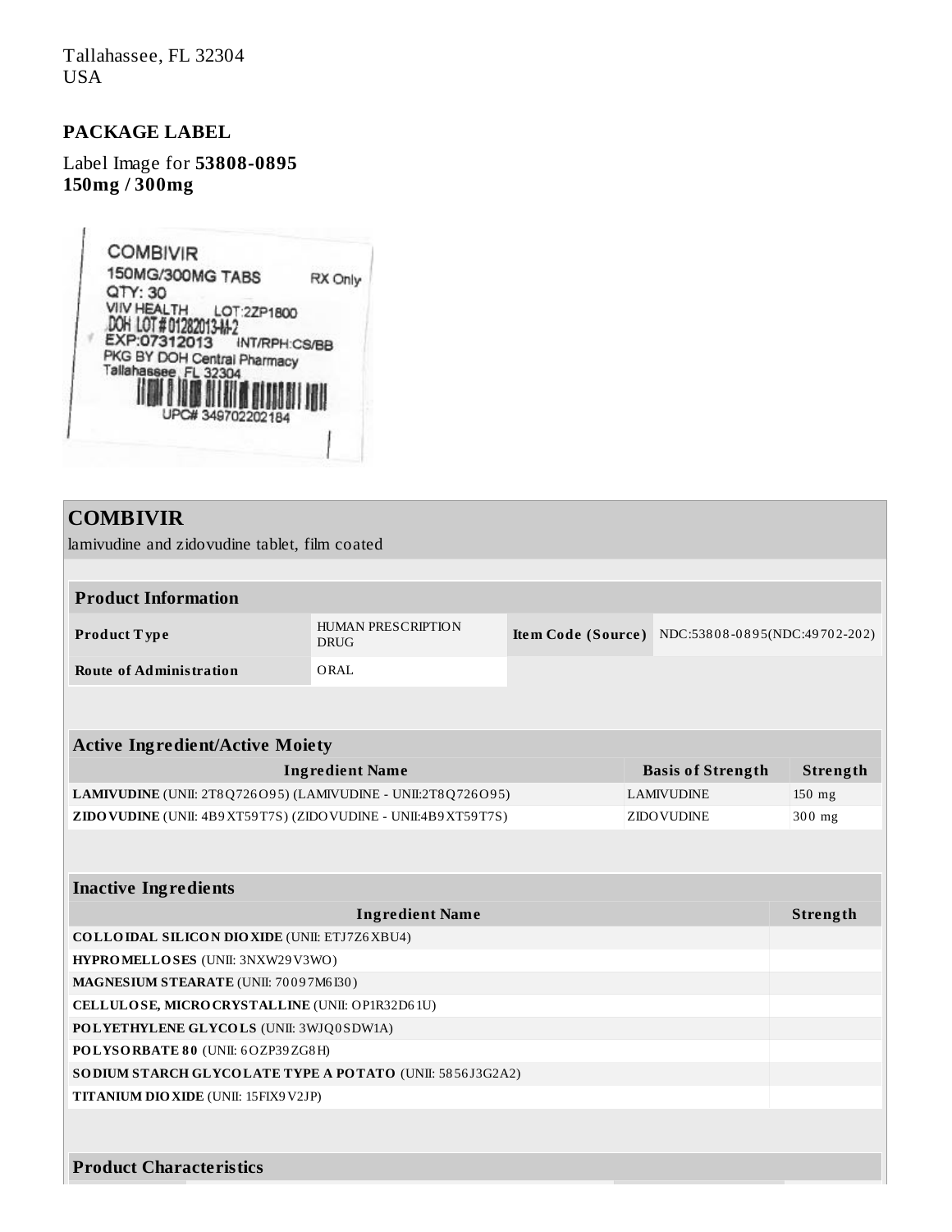Tallahassee, FL 32304
USA

## PACKAGE LABEL

Label Image for **53808-0895**
**150mg / 300mg**

COMBIVIR
150MG/300MG TABS RX Only
QTY: 30
VIIV HEALTH LOT:2ZP1800
DOH LOT#01282013-M-2
EXP:07312013 INT/RPH:CS/BB
PKG BY DOH Central Pharmacy
Tallahassee FL 32304
UPC# 349702202184

## COMBIVIR

lamivudine and zidovudine tablet, film coated

| Product Information | | | |
|---|---|---|---|
| **Product Type** | HUMAN PRESCRIPTION DRUG | **Item Code (Source)** | NDC:53808-0895(NDC:49702-202) |
| **Route of Administration** | ORAL | | |

| Active Ingredient/Active Moiety | | |
|---|---|---|
| **Ingredient Name** | **Basis of Strength** | **Strength** |
| **LAMIVUDINE** (UNII: 2T8Q726O95) (LAMIVUDINE - UNII:2T8Q726O95) | LAMIVUDINE | 150 mg |
| **ZIDOVUDINE** (UNII: 4B9XT59T7S) (ZIDOVUDINE - UNII:4B9XT59T7S) | ZIDOVUDINE | 300 mg |

| Inactive Ingredients | |
|---|---|
| **Ingredient Name** | **Strength** |
| **COLLOIDAL SILICON DIOXIDE** (UNII: ETJ7Z6XBU4) | |
| **HYPROMELLOSES** (UNII: 3NXW29V3WO) | |
| **MAGNESIUM STEARATE** (UNII: 70097M6I30) | |
| **CELLULOSE, MICROCRYSTALLINE** (UNII: OP1R32D61U) | |
| **POLYETHYLENE GLYCOLS** (UNII: 3WJQ0SDW1A) | |
| **POLYSORBATE 80** (UNII: 6OZP39ZG8H) | |
| **SODIUM STARCH GLYCOLATE TYPE A POTATO** (UNII: 5856J3G2A2) | |
| **TITANIUM DIOXIDE** (UNII: 15FIX9V2JP) | |

### Product Characteristics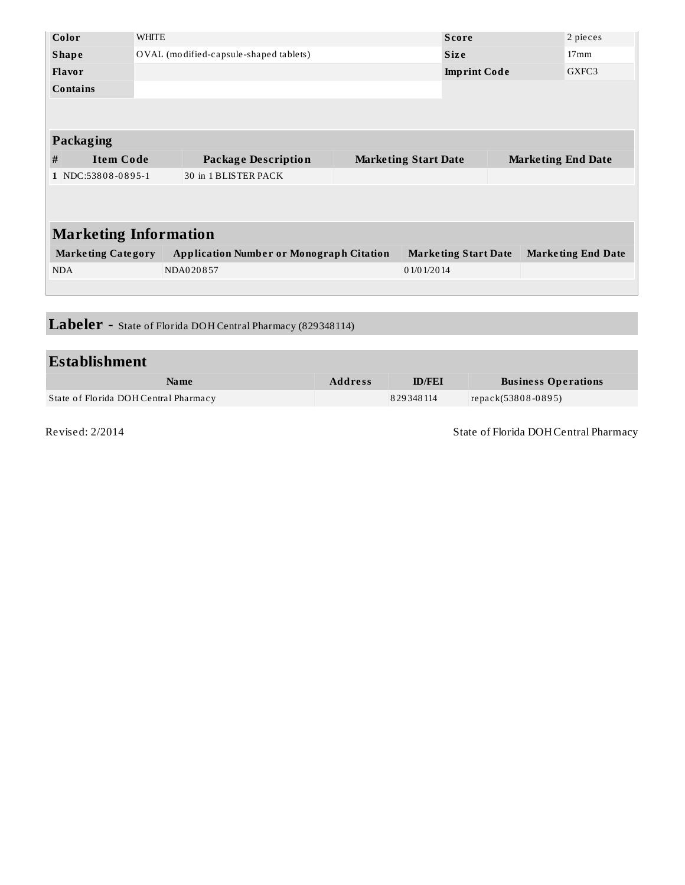| | | | |
|---|---|---|---|
| **Color** | WHITE | **Score** | 2 pieces |
| **Shape** | OVAL (modified-capsule-shaped tablets) | **Size** | 17mm |
| **Flavor** | | **Imprint Code** | GXFC3 |
| **Contains** | | | |

## Packaging

| # | Item Code | Package Description | Marketing Start Date | Marketing End Date |
|---|---|---|---|---|
| 1 | NDC:53808-0895-1 | 30 in 1 BLISTER PACK | | |

## Marketing Information

| Marketing Category | Application Number or Monograph Citation | Marketing Start Date | Marketing End Date |
|---|---|---|---|
| NDA | NDA020857 | 01/01/2014 | |

## Labeler - State of Florida DOH Central Pharmacy (829348114)

## Establishment

| Name | Address | ID/FEI | Business Operations |
|---|---|---|---|
| State of Florida DOH Central Pharmacy | | 829348114 | repack(53808-0895) |

Revised: 2/2014

State of Florida DOH Central Pharmacy